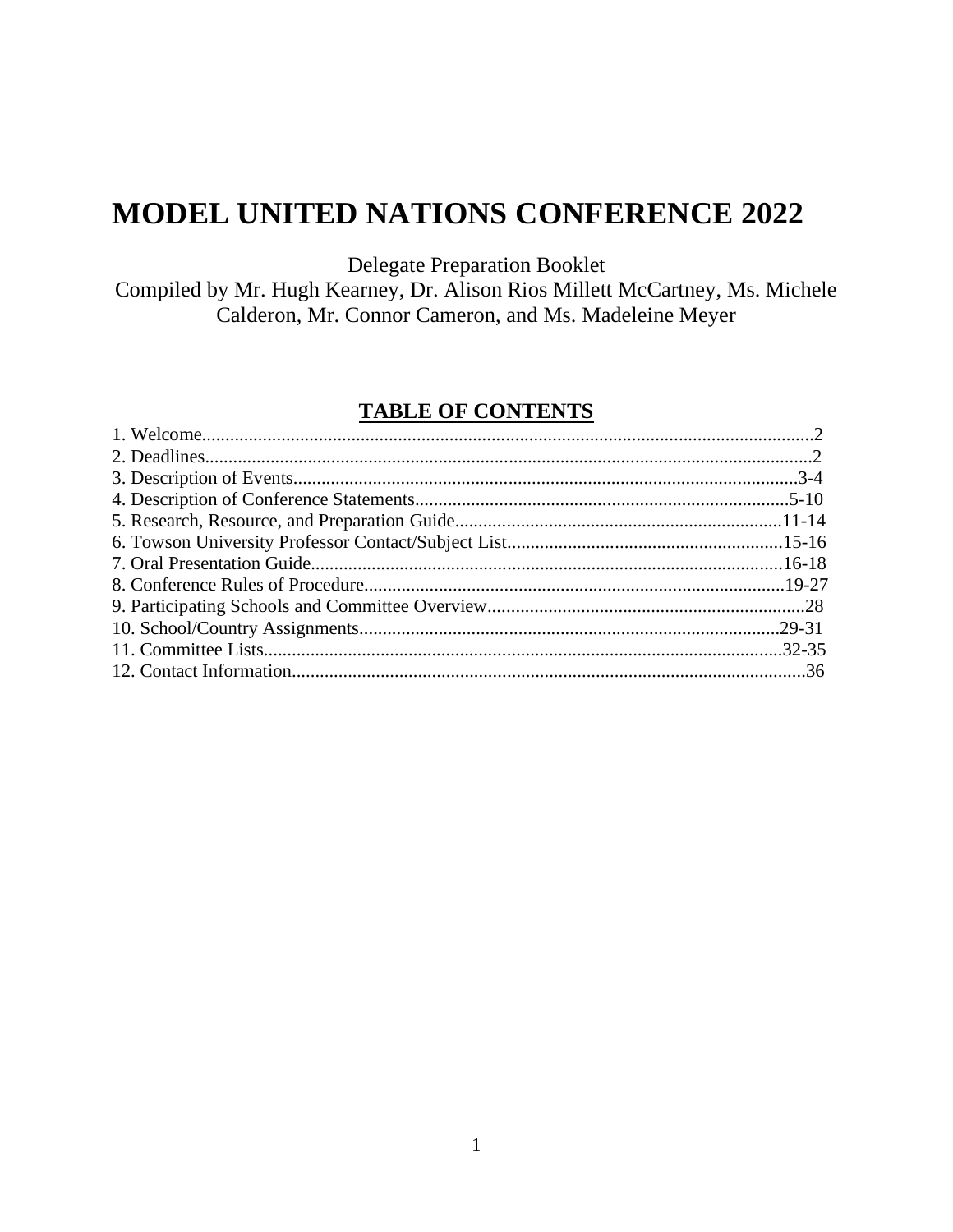# MODEL UNITED NATIONS CONFERENCE 2022

Delegate Preparation Booklet

Compiled by Mr. Hugh Kearney, Dr. Alison Rios Millett McCartney, Ms. Michele Calderon, Mr. Connor Cameron, and Ms. Madeleine Meyer

## TABLE OF CONTENTS

1. Welcome....................................................................................................................2
2. Deadlines...................................................................................................................2
3. Description of Events............................................................................................3-4
4. Description of Conference Statements................................................................5-10
5. Research, Resource, and Preparation Guide.......................................................11-14
6. Towson University Professor Contact/Subject List............................................15-16
7. Oral Presentation Guide.....................................................................................16-18
8. Conference Rules of Procedure..........................................................................19-27
9. Participating Schools and Committee Overview...................................................28
10. School/Country Assignments..........................................................................29-31
11. Committee Lists...............................................................................................32-35
12. Contact Information..............................................................................................36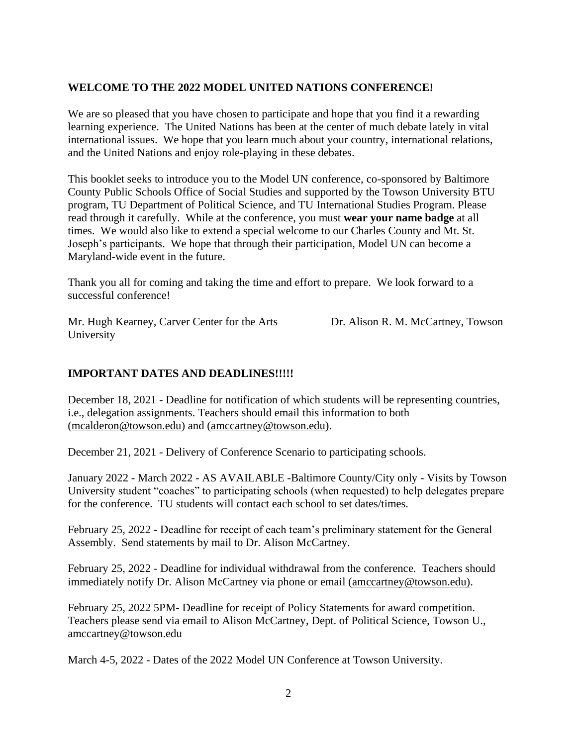## WELCOME TO THE 2022 MODEL UNITED NATIONS CONFERENCE!

We are so pleased that you have chosen to participate and hope that you find it a rewarding learning experience. The United Nations has been at the center of much debate lately in vital international issues. We hope that you learn much about your country, international relations, and the United Nations and enjoy role-playing in these debates.

This booklet seeks to introduce you to the Model UN conference, co-sponsored by Baltimore County Public Schools Office of Social Studies and supported by the Towson University BTU program, TU Department of Political Science, and TU International Studies Program. Please read through it carefully. While at the conference, you must **wear your name badge** at all times. We would also like to extend a special welcome to our Charles County and Mt. St. Joseph's participants. We hope that through their participation, Model UN can become a Maryland-wide event in the future.

Thank you all for coming and taking the time and effort to prepare. We look forward to a successful conference!

Mr. Hugh Kearney, Carver Center for the Arts

Dr. Alison R. M. McCartney, Towson University

## IMPORTANT DATES AND DEADLINES!!!!!

December 18, 2021 - Deadline for notification of which students will be representing countries, i.e., delegation assignments. Teachers should email this information to both (mcalderon@towson.edu) and (amccartney@towson.edu).

December 21, 2021 - Delivery of Conference Scenario to participating schools.

January 2022 - March 2022 - AS AVAILABLE -Baltimore County/City only - Visits by Towson University student "coaches" to participating schools (when requested) to help delegates prepare for the conference. TU students will contact each school to set dates/times.

February 25, 2022 - Deadline for receipt of each team's preliminary statement for the General Assembly. Send statements by mail to Dr. Alison McCartney.

February 25, 2022 - Deadline for individual withdrawal from the conference. Teachers should immediately notify Dr. Alison McCartney via phone or email (amccartney@towson.edu).

February 25, 2022 5PM- Deadline for receipt of Policy Statements for award competition. Teachers please send via email to Alison McCartney, Dept. of Political Science, Towson U., amccartney@towson.edu

March 4-5, 2022 - Dates of the 2022 Model UN Conference at Towson University.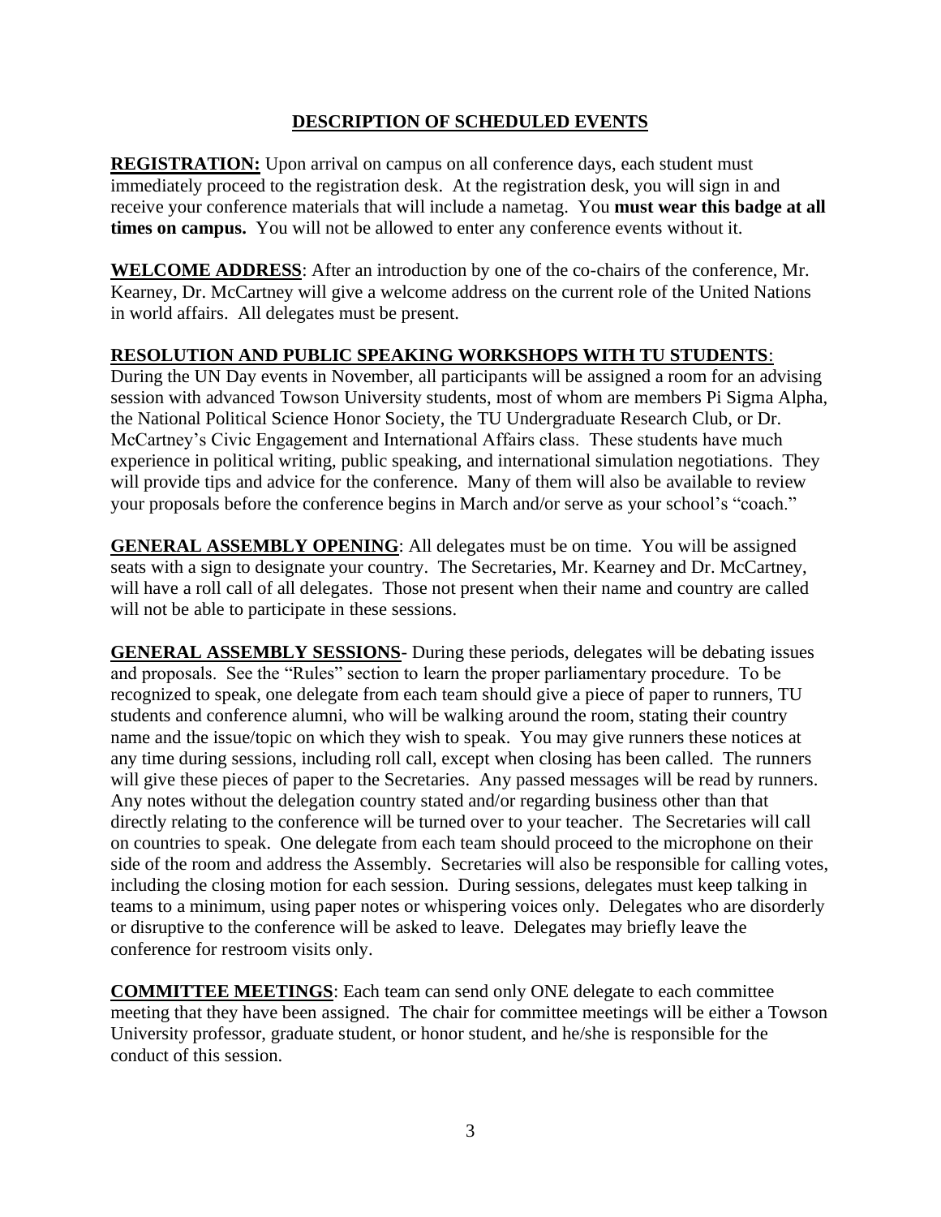## DESCRIPTION OF SCHEDULED EVENTS

**REGISTRATION:** Upon arrival on campus on all conference days, each student must immediately proceed to the registration desk. At the registration desk, you will sign in and receive your conference materials that will include a nametag. You **must wear this badge at all times on campus.** You will not be allowed to enter any conference events without it.

**WELCOME ADDRESS**: After an introduction by one of the co-chairs of the conference, Mr. Kearney, Dr. McCartney will give a welcome address on the current role of the United Nations in world affairs. All delegates must be present.

**RESOLUTION AND PUBLIC SPEAKING WORKSHOPS WITH TU STUDENTS**: During the UN Day events in November, all participants will be assigned a room for an advising session with advanced Towson University students, most of whom are members Pi Sigma Alpha, the National Political Science Honor Society, the TU Undergraduate Research Club, or Dr. McCartney's Civic Engagement and International Affairs class. These students have much experience in political writing, public speaking, and international simulation negotiations. They will provide tips and advice for the conference. Many of them will also be available to review your proposals before the conference begins in March and/or serve as your school's "coach."

**GENERAL ASSEMBLY OPENING**: All delegates must be on time. You will be assigned seats with a sign to designate your country. The Secretaries, Mr. Kearney and Dr. McCartney, will have a roll call of all delegates. Those not present when their name and country are called will not be able to participate in these sessions.

**GENERAL ASSEMBLY SESSIONS**- During these periods, delegates will be debating issues and proposals. See the "Rules" section to learn the proper parliamentary procedure. To be recognized to speak, one delegate from each team should give a piece of paper to runners, TU students and conference alumni, who will be walking around the room, stating their country name and the issue/topic on which they wish to speak. You may give runners these notices at any time during sessions, including roll call, except when closing has been called. The runners will give these pieces of paper to the Secretaries. Any passed messages will be read by runners. Any notes without the delegation country stated and/or regarding business other than that directly relating to the conference will be turned over to your teacher. The Secretaries will call on countries to speak. One delegate from each team should proceed to the microphone on their side of the room and address the Assembly. Secretaries will also be responsible for calling votes, including the closing motion for each session. During sessions, delegates must keep talking in teams to a minimum, using paper notes or whispering voices only. Delegates who are disorderly or disruptive to the conference will be asked to leave. Delegates may briefly leave the conference for restroom visits only.

**COMMITTEE MEETINGS**: Each team can send only ONE delegate to each committee meeting that they have been assigned. The chair for committee meetings will be either a Towson University professor, graduate student, or honor student, and he/she is responsible for the conduct of this session.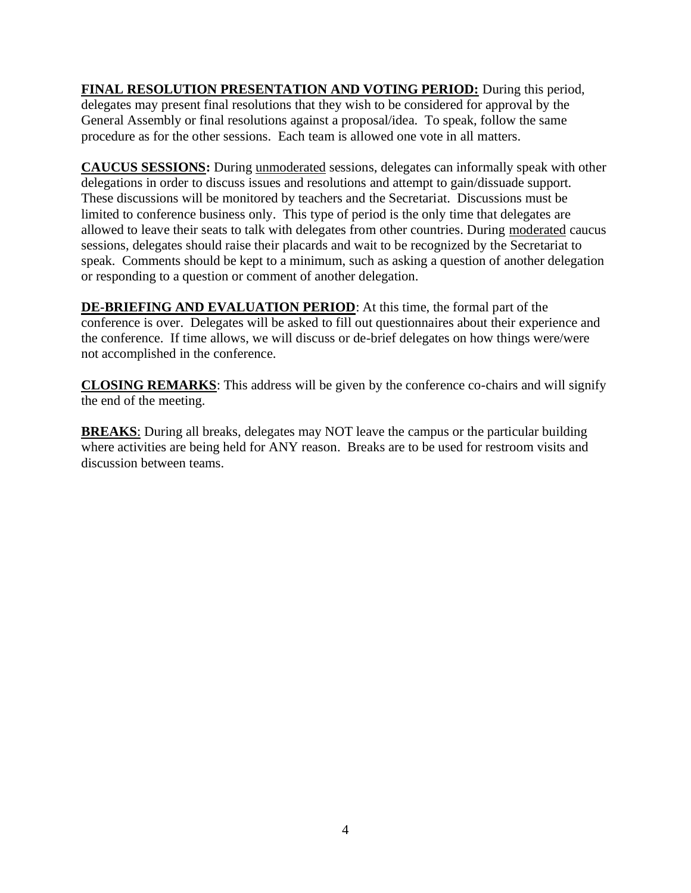**FINAL RESOLUTION PRESENTATION AND VOTING PERIOD:** During this period, delegates may present final resolutions that they wish to be considered for approval by the General Assembly or final resolutions against a proposal/idea. To speak, follow the same procedure as for the other sessions. Each team is allowed one vote in all matters.

**CAUCUS SESSIONS:** During unmoderated sessions, delegates can informally speak with other delegations in order to discuss issues and resolutions and attempt to gain/dissuade support. These discussions will be monitored by teachers and the Secretariat. Discussions must be limited to conference business only. This type of period is the only time that delegates are allowed to leave their seats to talk with delegates from other countries. During moderated caucus sessions, delegates should raise their placards and wait to be recognized by the Secretariat to speak. Comments should be kept to a minimum, such as asking a question of another delegation or responding to a question or comment of another delegation.

**DE-BRIEFING AND EVALUATION PERIOD**: At this time, the formal part of the conference is over. Delegates will be asked to fill out questionnaires about their experience and the conference. If time allows, we will discuss or de-brief delegates on how things were/were not accomplished in the conference.

**CLOSING REMARKS**: This address will be given by the conference co-chairs and will signify the end of the meeting.

**BREAKS**: During all breaks, delegates may NOT leave the campus or the particular building where activities are being held for ANY reason. Breaks are to be used for restroom visits and discussion between teams.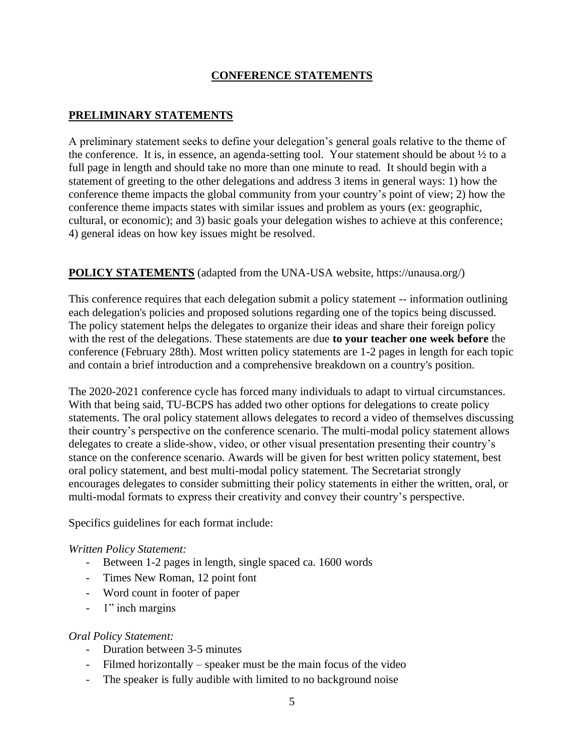# CONFERENCE STATEMENTS

## PRELIMINARY STATEMENTS

A preliminary statement seeks to define your delegation's general goals relative to the theme of the conference. It is, in essence, an agenda-setting tool. Your statement should be about ½ to a full page in length and should take no more than one minute to read. It should begin with a statement of greeting to the other delegations and address 3 items in general ways: 1) how the conference theme impacts the global community from your country's point of view; 2) how the conference theme impacts states with similar issues and problem as yours (ex: geographic, cultural, or economic); and 3) basic goals your delegation wishes to achieve at this conference; 4) general ideas on how key issues might be resolved.

## POLICY STATEMENTS (adapted from the UNA-USA website, https://unausa.org/)

This conference requires that each delegation submit a policy statement -- information outlining each delegation's policies and proposed solutions regarding one of the topics being discussed. The policy statement helps the delegates to organize their ideas and share their foreign policy with the rest of the delegations. These statements are due **to your teacher one week before** the conference (February 28th). Most written policy statements are 1-2 pages in length for each topic and contain a brief introduction and a comprehensive breakdown on a country's position.

The 2020-2021 conference cycle has forced many individuals to adapt to virtual circumstances. With that being said, TU-BCPS has added two other options for delegations to create policy statements. The oral policy statement allows delegates to record a video of themselves discussing their country's perspective on the conference scenario. The multi-modal policy statement allows delegates to create a slide-show, video, or other visual presentation presenting their country's stance on the conference scenario. Awards will be given for best written policy statement, best oral policy statement, and best multi-modal policy statement. The Secretariat strongly encourages delegates to consider submitting their policy statements in either the written, oral, or multi-modal formats to express their creativity and convey their country's perspective.

Specifics guidelines for each format include:

*Written Policy Statement:*

- Between 1-2 pages in length, single spaced ca. 1600 words
- Times New Roman, 12 point font
- Word count in footer of paper
- 1" inch margins

*Oral Policy Statement:*

- Duration between 3-5 minutes
- Filmed horizontally – speaker must be the main focus of the video
- The speaker is fully audible with limited to no background noise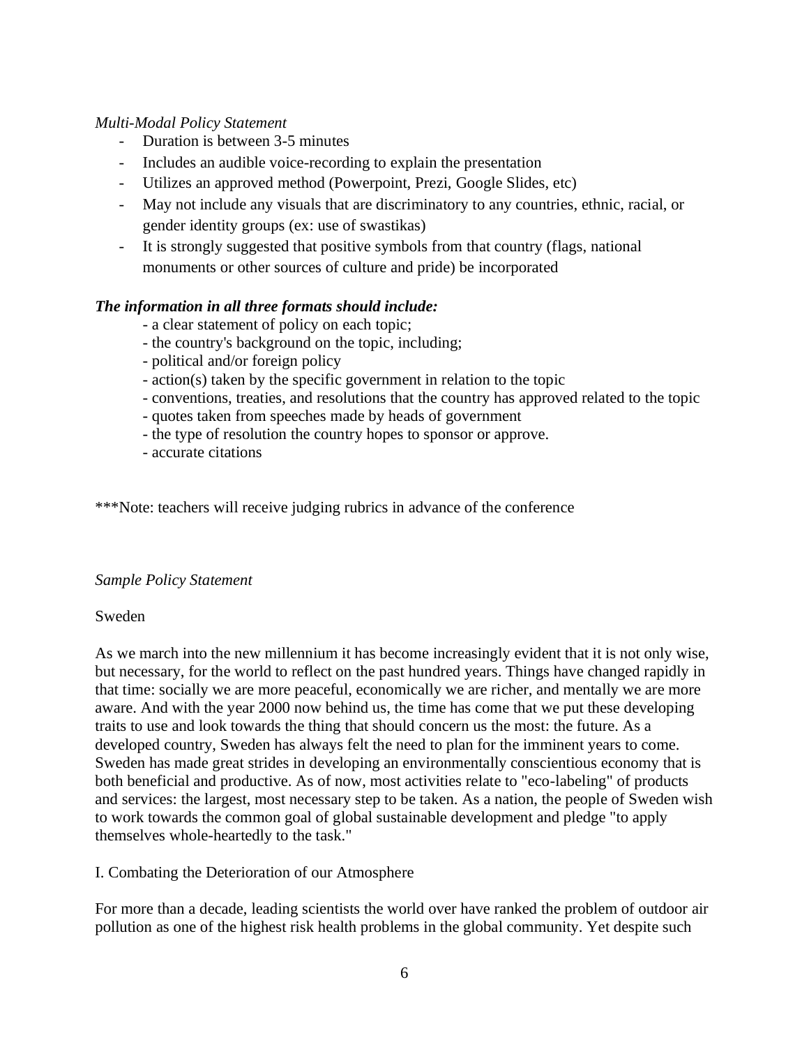*Multi-Modal Policy Statement*

- Duration is between 3-5 minutes
- Includes an audible voice-recording to explain the presentation
- Utilizes an approved method (Powerpoint, Prezi, Google Slides, etc)
- May not include any visuals that are discriminatory to any countries, ethnic, racial, or gender identity groups (ex: use of swastikas)
- It is strongly suggested that positive symbols from that country (flags, national monuments or other sources of culture and pride) be incorporated

***The information in all three formats should include:***

- a clear statement of policy on each topic;
- the country's background on the topic, including;
- political and/or foreign policy
- action(s) taken by the specific government in relation to the topic
- conventions, treaties, and resolutions that the country has approved related to the topic
- quotes taken from speeches made by heads of government
- the type of resolution the country hopes to sponsor or approve.
- accurate citations

***Note: teachers will receive judging rubrics in advance of the conference

*Sample Policy Statement*

Sweden

As we march into the new millennium it has become increasingly evident that it is not only wise, but necessary, for the world to reflect on the past hundred years. Things have changed rapidly in that time: socially we are more peaceful, economically we are richer, and mentally we are more aware. And with the year 2000 now behind us, the time has come that we put these developing traits to use and look towards the thing that should concern us the most: the future. As a developed country, Sweden has always felt the need to plan for the imminent years to come. Sweden has made great strides in developing an environmentally conscientious economy that is both beneficial and productive. As of now, most activities relate to "eco-labeling" of products and services: the largest, most necessary step to be taken. As a nation, the people of Sweden wish to work towards the common goal of global sustainable development and pledge "to apply themselves whole-heartedly to the task."

I. Combating the Deterioration of our Atmosphere

For more than a decade, leading scientists the world over have ranked the problem of outdoor air pollution as one of the highest risk health problems in the global community. Yet despite such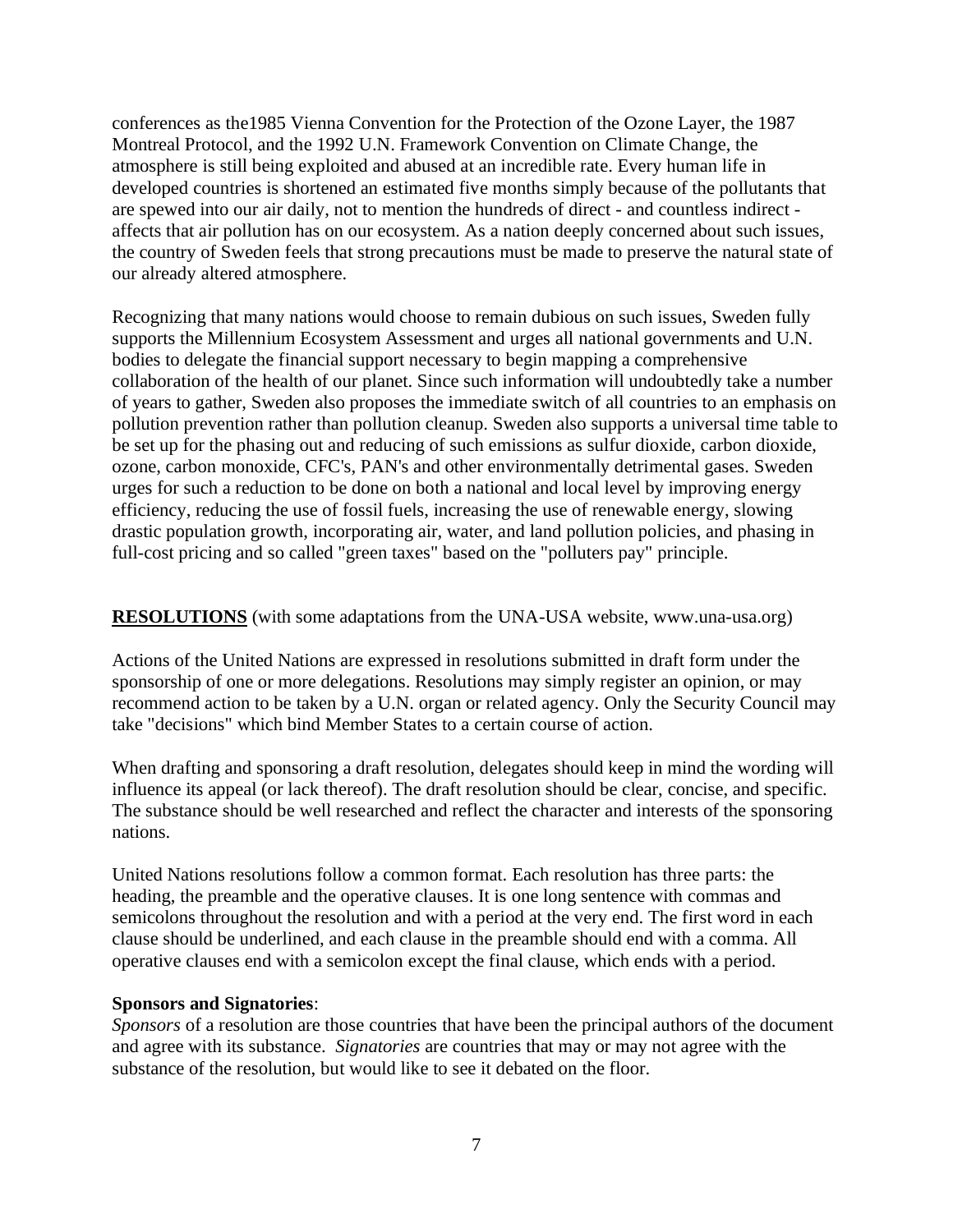conferences as the1985 Vienna Convention for the Protection of the Ozone Layer, the 1987 Montreal Protocol, and the 1992 U.N. Framework Convention on Climate Change, the atmosphere is still being exploited and abused at an incredible rate. Every human life in developed countries is shortened an estimated five months simply because of the pollutants that are spewed into our air daily, not to mention the hundreds of direct - and countless indirect - affects that air pollution has on our ecosystem. As a nation deeply concerned about such issues, the country of Sweden feels that strong precautions must be made to preserve the natural state of our already altered atmosphere.

Recognizing that many nations would choose to remain dubious on such issues, Sweden fully supports the Millennium Ecosystem Assessment and urges all national governments and U.N. bodies to delegate the financial support necessary to begin mapping a comprehensive collaboration of the health of our planet. Since such information will undoubtedly take a number of years to gather, Sweden also proposes the immediate switch of all countries to an emphasis on pollution prevention rather than pollution cleanup. Sweden also supports a universal time table to be set up for the phasing out and reducing of such emissions as sulfur dioxide, carbon dioxide, ozone, carbon monoxide, CFC's, PAN's and other environmentally detrimental gases. Sweden urges for such a reduction to be done on both a national and local level by improving energy efficiency, reducing the use of fossil fuels, increasing the use of renewable energy, slowing drastic population growth, incorporating air, water, and land pollution policies, and phasing in full-cost pricing and so called "green taxes" based on the "polluters pay" principle.

## RESOLUTIONS (with some adaptations from the UNA-USA website, www.una-usa.org)

Actions of the United Nations are expressed in resolutions submitted in draft form under the sponsorship of one or more delegations. Resolutions may simply register an opinion, or may recommend action to be taken by a U.N. organ or related agency. Only the Security Council may take "decisions" which bind Member States to a certain course of action.

When drafting and sponsoring a draft resolution, delegates should keep in mind the wording will influence its appeal (or lack thereof). The draft resolution should be clear, concise, and specific. The substance should be well researched and reflect the character and interests of the sponsoring nations.

United Nations resolutions follow a common format. Each resolution has three parts: the heading, the preamble and the operative clauses. It is one long sentence with commas and semicolons throughout the resolution and with a period at the very end. The first word in each clause should be underlined, and each clause in the preamble should end with a comma. All operative clauses end with a semicolon except the final clause, which ends with a period.

**Sponsors and Signatories**:

*Sponsors* of a resolution are those countries that have been the principal authors of the document and agree with its substance. *Signatories* are countries that may or may not agree with the substance of the resolution, but would like to see it debated on the floor.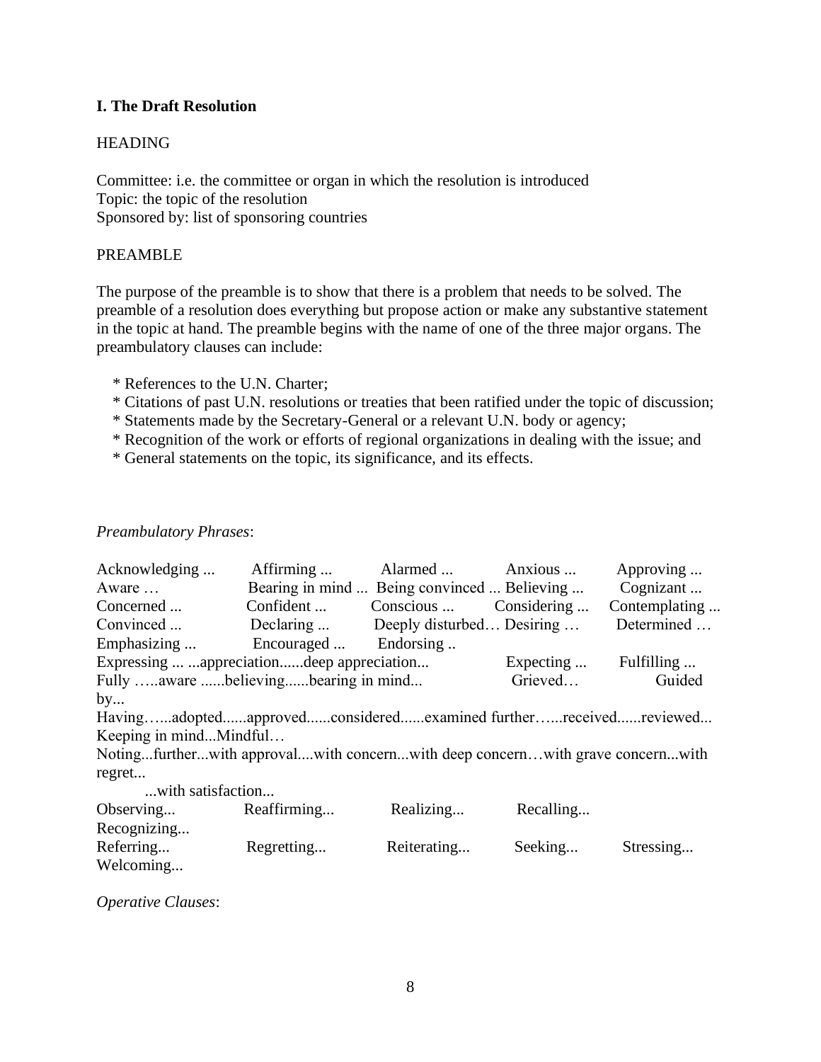**I. The Draft Resolution**

HEADING

Committee: i.e. the committee or organ in which the resolution is introduced
Topic: the topic of the resolution
Sponsored by: list of sponsoring countries

PREAMBLE

The purpose of the preamble is to show that there is a problem that needs to be solved. The preamble of a resolution does everything but propose action or make any substantive statement in the topic at hand. The preamble begins with the name of one of the three major organs. The preambulatory clauses can include:

* References to the U.N. Charter;
* Citations of past U.N. resolutions or treaties that been ratified under the topic of discussion;
* Statements made by the Secretary-General or a relevant U.N. body or agency;
* Recognition of the work or efforts of regional organizations in dealing with the issue; and
* General statements on the topic, its significance, and its effects.

*Preambulatory Phrases*:

Acknowledging ... Affirming ... Alarmed ... Anxious ... Approving ...
Aware … Bearing in mind ... Being convinced ... Believing ... Cognizant ...
Concerned ... Confident ... Conscious ... Considering ... Contemplating ...
Convinced ... Declaring ... Deeply disturbed… Desiring … Determined …
Emphasizing ... Encouraged ... Endorsing ..
Expressing ... ...appreciation......deep appreciation... Expecting ... Fulfilling ...
Fully …..aware ......believing......bearing in mind... Grieved… Guided by...
Having…...adopted......approved......considered......examined further…...received......reviewed...
Keeping in mind...Mindful…
Noting...further...with approval....with concern...with deep concern…with grave concern...with regret...
...with satisfaction...
Observing... Reaffirming... Realizing... Recalling... Recognizing...
Referring... Regretting... Reiterating... Seeking... Stressing... Welcoming...

*Operative Clauses*: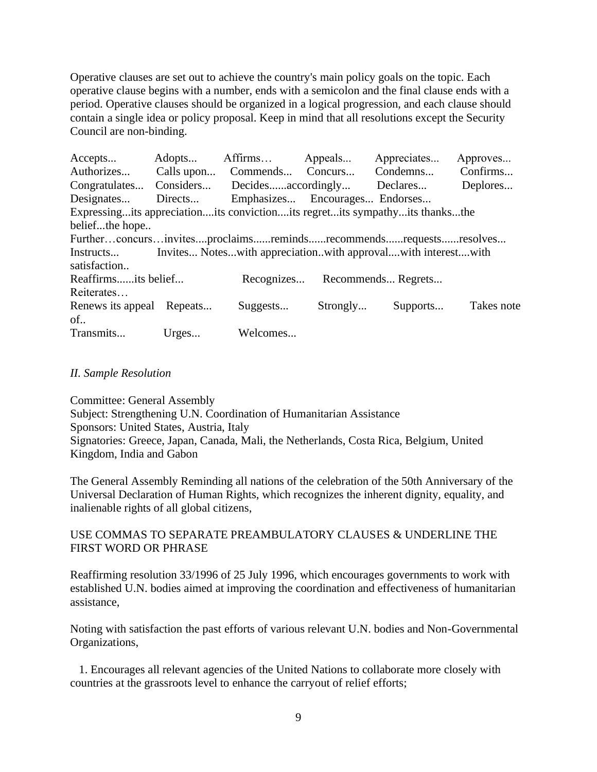Operative clauses are set out to achieve the country's main policy goals on the topic. Each operative clause begins with a number, ends with a semicolon and the final clause ends with a period. Operative clauses should be organized in a logical progression, and each clause should contain a single idea or policy proposal. Keep in mind that all resolutions except the Security Council are non-binding.

Accepts... Adopts... Affirms… Appeals... Appreciates... Approves...
Authorizes... Calls upon... Commends... Concurs... Condemns... Confirms...
Congratulates... Considers... Decides......accordingly... Declares... Deplores...
Designates... Directs... Emphasizes... Encourages... Endorses...
Expressing...its appreciation....its conviction....its regret...its sympathy...its thanks...the belief...the hope..
Further…concurs…invites....proclaims......reminds......recommends......requests......resolves...
Instructs... Invites... Notes...with appreciation..with approval....with interest....with satisfaction..
Reaffirms......its belief... Recognizes... Recommends... Regrets...
Reiterates…
Renews its appeal Repeats... Suggests... Strongly... Supports... Takes note of..
Transmits... Urges... Welcomes...

## *II. Sample Resolution*

Committee: General Assembly
Subject: Strengthening U.N. Coordination of Humanitarian Assistance
Sponsors: United States, Austria, Italy
Signatories: Greece, Japan, Canada, Mali, the Netherlands, Costa Rica, Belgium, United Kingdom, India and Gabon

The General Assembly Reminding all nations of the celebration of the 50th Anniversary of the Universal Declaration of Human Rights, which recognizes the inherent dignity, equality, and inalienable rights of all global citizens,

USE COMMAS TO SEPARATE PREAMBULATORY CLAUSES & UNDERLINE THE FIRST WORD OR PHRASE

Reaffirming resolution 33/1996 of 25 July 1996, which encourages governments to work with established U.N. bodies aimed at improving the coordination and effectiveness of humanitarian assistance,

Noting with satisfaction the past efforts of various relevant U.N. bodies and Non-Governmental Organizations,

1. Encourages all relevant agencies of the United Nations to collaborate more closely with countries at the grassroots level to enhance the carryout of relief efforts;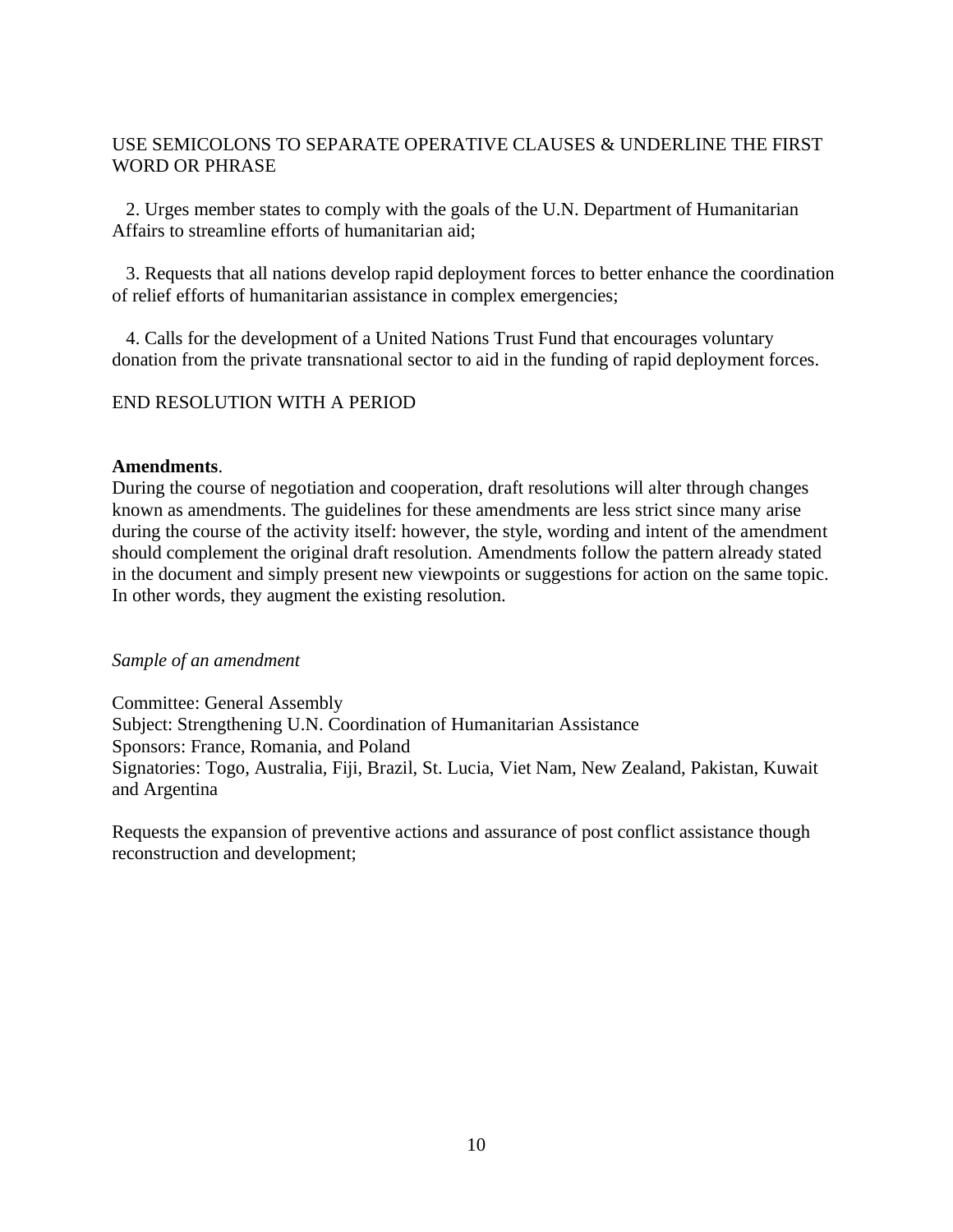USE SEMICOLONS TO SEPARATE OPERATIVE CLAUSES & UNDERLINE THE FIRST WORD OR PHRASE

2. Urges member states to comply with the goals of the U.N. Department of Humanitarian Affairs to streamline efforts of humanitarian aid;

3. Requests that all nations develop rapid deployment forces to better enhance the coordination of relief efforts of humanitarian assistance in complex emergencies;

4. Calls for the development of a United Nations Trust Fund that encourages voluntary donation from the private transnational sector to aid in the funding of rapid deployment forces.

END RESOLUTION WITH A PERIOD

**Amendments**.
During the course of negotiation and cooperation, draft resolutions will alter through changes known as amendments. The guidelines for these amendments are less strict since many arise during the course of the activity itself: however, the style, wording and intent of the amendment should complement the original draft resolution. Amendments follow the pattern already stated in the document and simply present new viewpoints or suggestions for action on the same topic. In other words, they augment the existing resolution.

*Sample of an amendment*

Committee: General Assembly
Subject: Strengthening U.N. Coordination of Humanitarian Assistance
Sponsors: France, Romania, and Poland
Signatories: Togo, Australia, Fiji, Brazil, St. Lucia, Viet Nam, New Zealand, Pakistan, Kuwait and Argentina

Requests the expansion of preventive actions and assurance of post conflict assistance though reconstruction and development;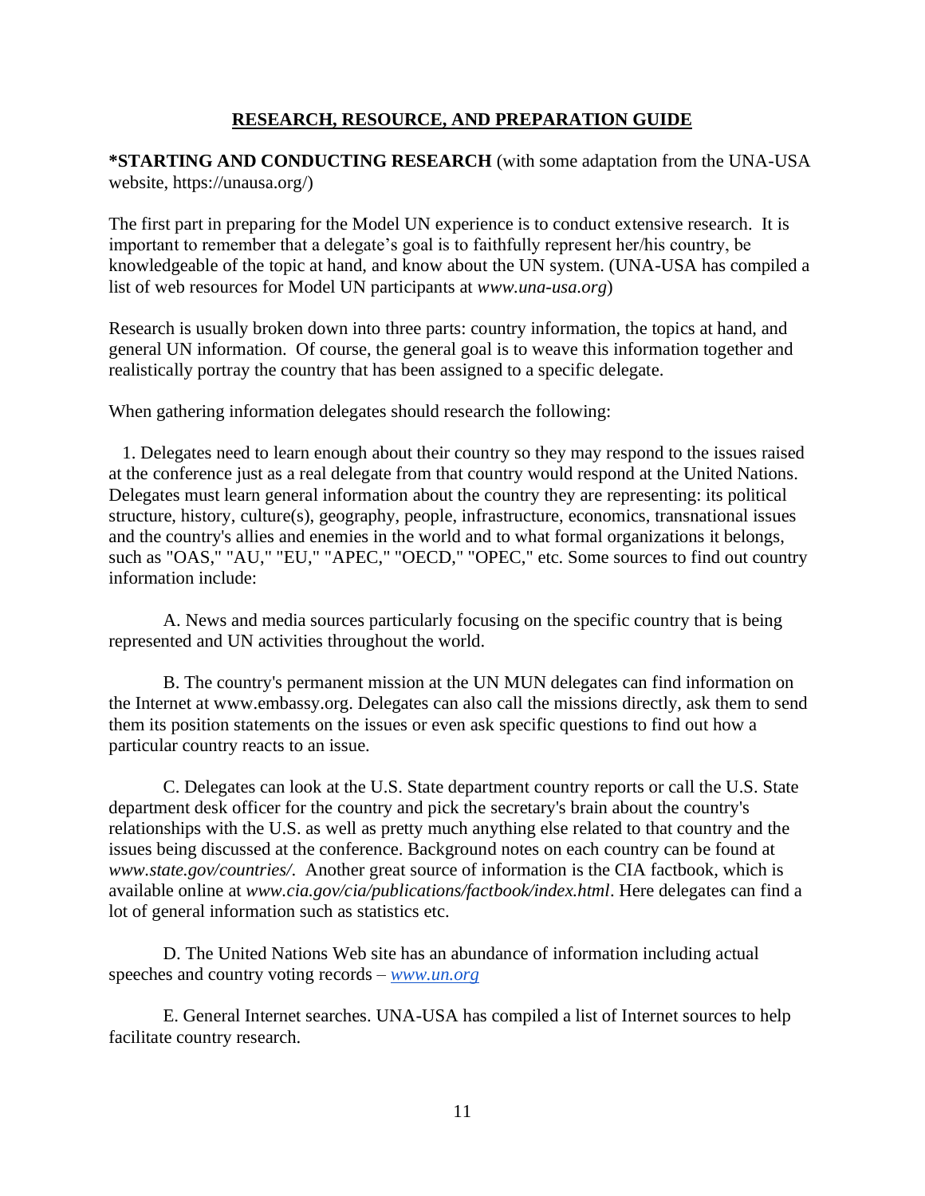## RESEARCH, RESOURCE, AND PREPARATION GUIDE

**\*STARTING AND CONDUCTING RESEARCH** (with some adaptation from the UNA-USA website, https://unausa.org/)

The first part in preparing for the Model UN experience is to conduct extensive research. It is important to remember that a delegate's goal is to faithfully represent her/his country, be knowledgeable of the topic at hand, and know about the UN system. (UNA-USA has compiled a list of web resources for Model UN participants at *www.una-usa.org*)

Research is usually broken down into three parts: country information, the topics at hand, and general UN information. Of course, the general goal is to weave this information together and realistically portray the country that has been assigned to a specific delegate.

When gathering information delegates should research the following:

1. Delegates need to learn enough about their country so they may respond to the issues raised at the conference just as a real delegate from that country would respond at the United Nations. Delegates must learn general information about the country they are representing: its political structure, history, culture(s), geography, people, infrastructure, economics, transnational issues and the country's allies and enemies in the world and to what formal organizations it belongs, such as "OAS," "AU," "EU," "APEC," "OECD," "OPEC," etc. Some sources to find out country information include:

    A. News and media sources particularly focusing on the specific country that is being represented and UN activities throughout the world.

    B. The country's permanent mission at the UN MUN delegates can find information on the Internet at www.embassy.org. Delegates can also call the missions directly, ask them to send them its position statements on the issues or even ask specific questions to find out how a particular country reacts to an issue.

    C. Delegates can look at the U.S. State department country reports or call the U.S. State department desk officer for the country and pick the secretary's brain about the country's relationships with the U.S. as well as pretty much anything else related to that country and the issues being discussed at the conference. Background notes on each country can be found at *www.state.gov/countries/*. Another great source of information is the CIA factbook, which is available online at *www.cia.gov/cia/publications/factbook/index.html*. Here delegates can find a lot of general information such as statistics etc.

    D. The United Nations Web site has an abundance of information including actual speeches and country voting records – [*www.un.org*](http://www.un.org)

    E. General Internet searches. UNA-USA has compiled a list of Internet sources to help facilitate country research.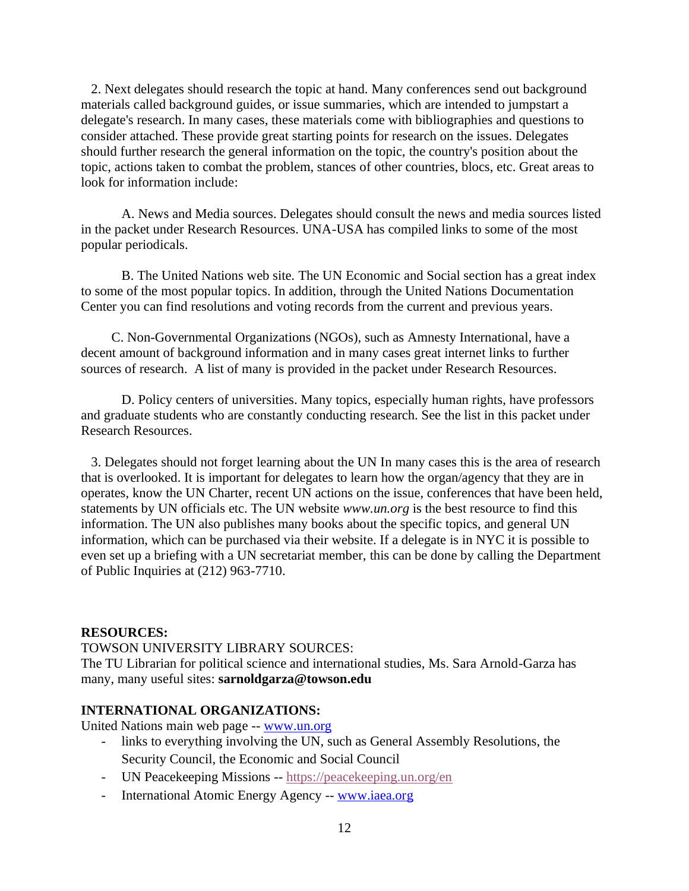2. Next delegates should research the topic at hand. Many conferences send out background materials called background guides, or issue summaries, which are intended to jumpstart a delegate's research. In many cases, these materials come with bibliographies and questions to consider attached. These provide great starting points for research on the issues. Delegates should further research the general information on the topic, the country's position about the topic, actions taken to combat the problem, stances of other countries, blocs, etc. Great areas to look for information include:

A. News and Media sources. Delegates should consult the news and media sources listed in the packet under Research Resources. UNA-USA has compiled links to some of the most popular periodicals.

B. The United Nations web site. The UN Economic and Social section has a great index to some of the most popular topics. In addition, through the United Nations Documentation Center you can find resolutions and voting records from the current and previous years.

C. Non-Governmental Organizations (NGOs), such as Amnesty International, have a decent amount of background information and in many cases great internet links to further sources of research. A list of many is provided in the packet under Research Resources.

D. Policy centers of universities. Many topics, especially human rights, have professors and graduate students who are constantly conducting research. See the list in this packet under Research Resources.

3. Delegates should not forget learning about the UN In many cases this is the area of research that is overlooked. It is important for delegates to learn how the organ/agency that they are in operates, know the UN Charter, recent UN actions on the issue, conferences that have been held, statements by UN officials etc. The UN website *www.un.org* is the best resource to find this information. The UN also publishes many books about the specific topics, and general UN information, which can be purchased via their website. If a delegate is in NYC it is possible to even set up a briefing with a UN secretariat member, this can be done by calling the Department of Public Inquiries at (212) 963-7710.

**RESOURCES:**

TOWSON UNIVERSITY LIBRARY SOURCES:

The TU Librarian for political science and international studies, Ms. Sara Arnold-Garza has many, many useful sites: **sarnoldgarza@towson.edu**

**INTERNATIONAL ORGANIZATIONS:**

United Nations main web page -- www.un.org

- links to everything involving the UN, such as General Assembly Resolutions, the Security Council, the Economic and Social Council
- UN Peacekeeping Missions -- https://peacekeeping.un.org/en
- International Atomic Energy Agency -- www.iaea.org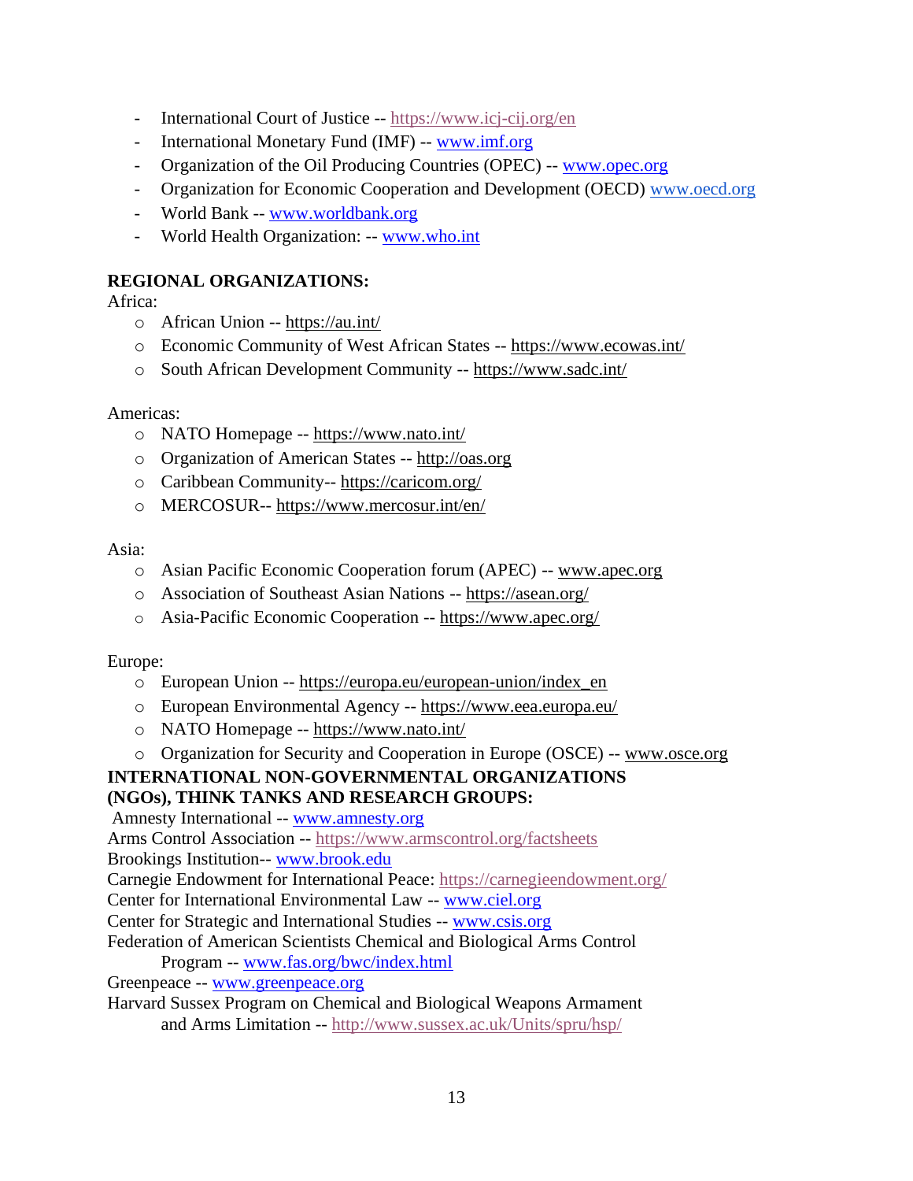- International Court of Justice -- https://www.icj-cij.org/en
- International Monetary Fund (IMF) -- www.imf.org
- Organization of the Oil Producing Countries (OPEC) -- www.opec.org
- Organization for Economic Cooperation and Development (OECD) www.oecd.org
- World Bank -- www.worldbank.org
- World Health Organization: -- www.who.int

**REGIONAL ORGANIZATIONS:**

Africa:

- African Union -- https://au.int/
- Economic Community of West African States -- https://www.ecowas.int/
- South African Development Community -- https://www.sadc.int/

Americas:

- NATO Homepage -- https://www.nato.int/
- Organization of American States -- http://oas.org
- Caribbean Community-- https://caricom.org/
- MERCOSUR-- https://www.mercosur.int/en/

Asia:

- Asian Pacific Economic Cooperation forum (APEC) -- www.apec.org
- Association of Southeast Asian Nations -- https://asean.org/
- Asia-Pacific Economic Cooperation -- https://www.apec.org/

Europe:

- European Union -- https://europa.eu/european-union/index_en
- European Environmental Agency -- https://www.eea.europa.eu/
- NATO Homepage -- https://www.nato.int/
- Organization for Security and Cooperation in Europe (OSCE) -- www.osce.org

**INTERNATIONAL NON-GOVERNMENTAL ORGANIZATIONS (NGOs), THINK TANKS AND RESEARCH GROUPS:**

Amnesty International -- www.amnesty.org
Arms Control Association -- https://www.armscontrol.org/factsheets
Brookings Institution-- www.brook.edu
Carnegie Endowment for International Peace: https://carnegieendowment.org/
Center for International Environmental Law -- www.ciel.org
Center for Strategic and International Studies -- www.csis.org
Federation of American Scientists Chemical and Biological Arms Control Program -- www.fas.org/bwc/index.html
Greenpeace -- www.greenpeace.org
Harvard Sussex Program on Chemical and Biological Weapons Armament and Arms Limitation -- http://www.sussex.ac.uk/Units/spru/hsp/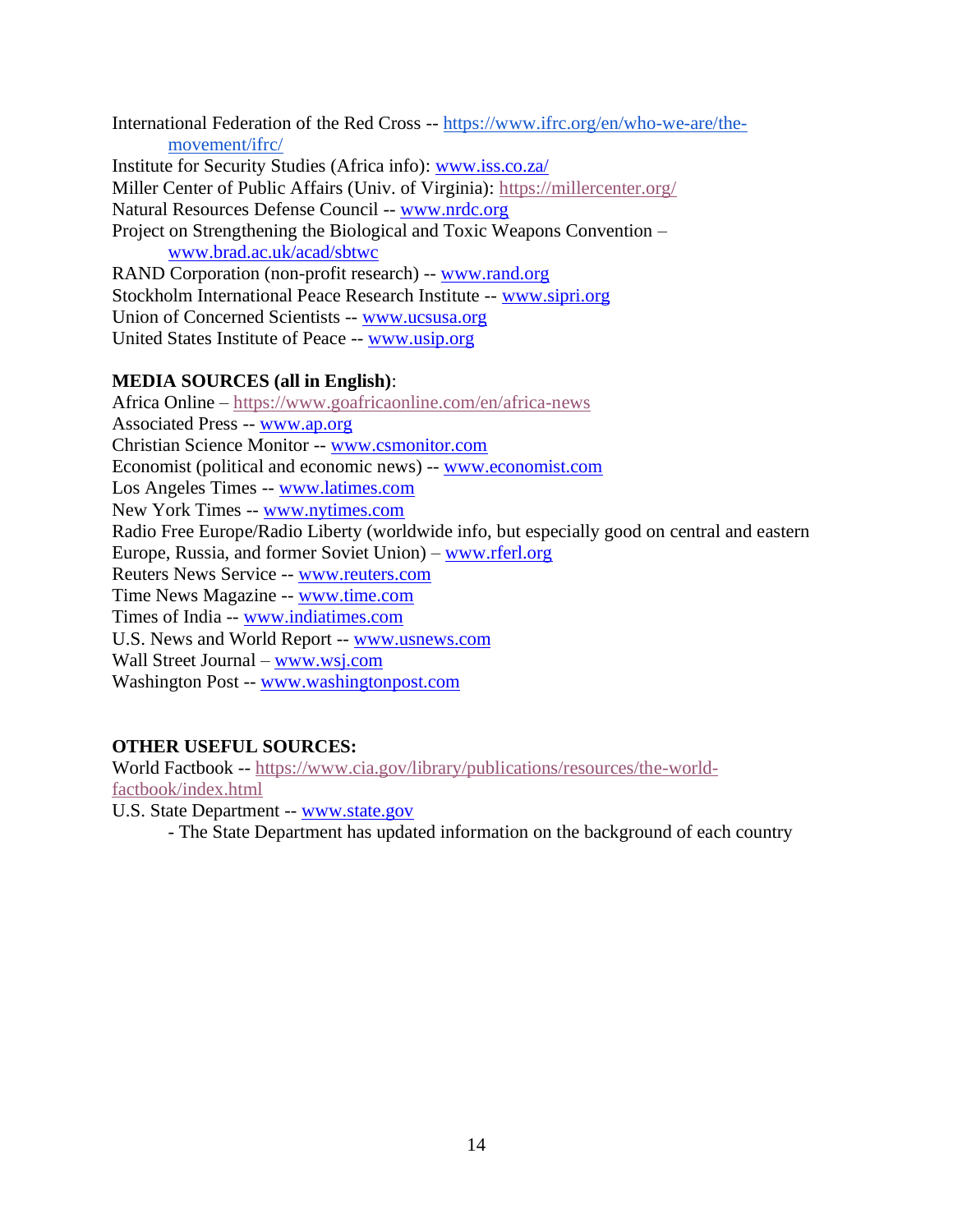International Federation of the Red Cross -- https://www.ifrc.org/en/who-we-are/the-movement/ifrc/

Institute for Security Studies (Africa info): www.iss.co.za/

Miller Center of Public Affairs (Univ. of Virginia): https://millercenter.org/

Natural Resources Defense Council -- www.nrdc.org

Project on Strengthening the Biological and Toxic Weapons Convention – www.brad.ac.uk/acad/sbtwc

RAND Corporation (non-profit research) -- www.rand.org

Stockholm International Peace Research Institute -- www.sipri.org

Union of Concerned Scientists -- www.ucsusa.org

United States Institute of Peace -- www.usip.org

**MEDIA SOURCES (all in English)**:

Africa Online – https://www.goafricaonline.com/en/africa-news

Associated Press -- www.ap.org

Christian Science Monitor -- www.csmonitor.com

Economist (political and economic news) -- www.economist.com

Los Angeles Times -- www.latimes.com

New York Times -- www.nytimes.com

Radio Free Europe/Radio Liberty (worldwide info, but especially good on central and eastern Europe, Russia, and former Soviet Union) – www.rferl.org

Reuters News Service -- www.reuters.com

Time News Magazine -- www.time.com

Times of India -- www.indiatimes.com

U.S. News and World Report -- www.usnews.com

Wall Street Journal – www.wsj.com

Washington Post -- www.washingtonpost.com

**OTHER USEFUL SOURCES:**

World Factbook -- https://www.cia.gov/library/publications/resources/the-world-factbook/index.html

U.S. State Department -- www.state.gov

- The State Department has updated information on the background of each country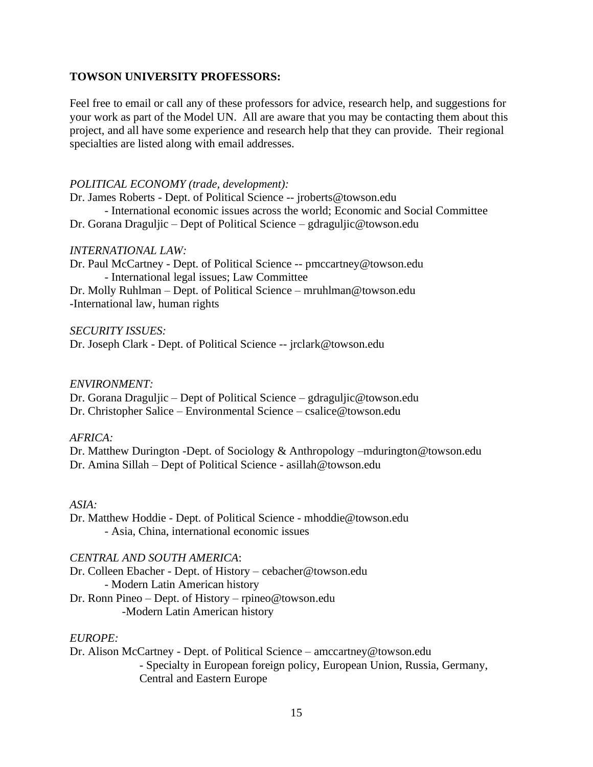**TOWSON UNIVERSITY PROFESSORS:**

Feel free to email or call any of these professors for advice, research help, and suggestions for your work as part of the Model UN. All are aware that you may be contacting them about this project, and all have some experience and research help that they can provide. Their regional specialties are listed along with email addresses.

*POLITICAL ECONOMY (trade, development):*

Dr. James Roberts - Dept. of Political Science -- jroberts@towson.edu
- International economic issues across the world; Economic and Social Committee

Dr. Gorana Draguljic – Dept of Political Science – gdraguljic@towson.edu

*INTERNATIONAL LAW:*

Dr. Paul McCartney - Dept. of Political Science -- pmccartney@towson.edu
- International legal issues; Law Committee

Dr. Molly Ruhlman – Dept. of Political Science – mruhlman@towson.edu
-International law, human rights

*SECURITY ISSUES:*

Dr. Joseph Clark - Dept. of Political Science -- jrclark@towson.edu

*ENVIRONMENT:*

Dr. Gorana Draguljic – Dept of Political Science – gdraguljic@towson.edu

Dr. Christopher Salice – Environmental Science – csalice@towson.edu

*AFRICA:*

Dr. Matthew Durington -Dept. of Sociology & Anthropology –mdurington@towson.edu

Dr. Amina Sillah – Dept of Political Science - asillah@towson.edu

*ASIA:*

Dr. Matthew Hoddie - Dept. of Political Science - mhoddie@towson.edu
- Asia, China, international economic issues

*CENTRAL AND SOUTH AMERICA*:

Dr. Colleen Ebacher - Dept. of History – cebacher@towson.edu
- Modern Latin American history

Dr. Ronn Pineo – Dept. of History – rpineo@towson.edu
-Modern Latin American history

*EUROPE:*

Dr. Alison McCartney - Dept. of Political Science – amccartney@towson.edu
- Specialty in European foreign policy, European Union, Russia, Germany, Central and Eastern Europe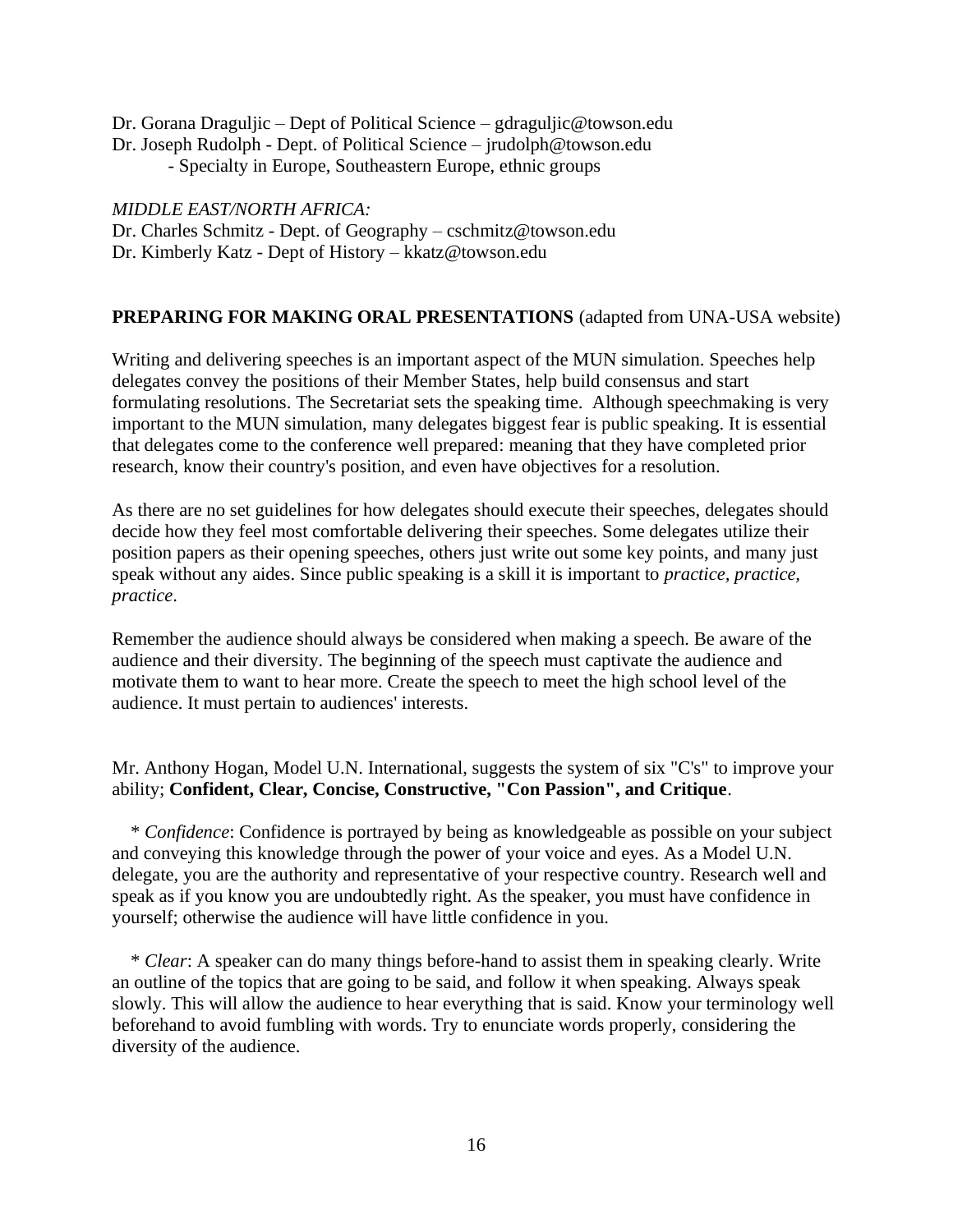Dr. Gorana Draguljic – Dept of Political Science – gdraguljic@towson.edu
Dr. Joseph Rudolph - Dept. of Political Science – jrudolph@towson.edu
- Specialty in Europe, Southeastern Europe, ethnic groups

*MIDDLE EAST/NORTH AFRICA:*
Dr. Charles Schmitz - Dept. of Geography – cschmitz@towson.edu
Dr. Kimberly Katz - Dept of History – kkatz@towson.edu

**PREPARING FOR MAKING ORAL PRESENTATIONS** (adapted from UNA-USA website)

Writing and delivering speeches is an important aspect of the MUN simulation. Speeches help delegates convey the positions of their Member States, help build consensus and start formulating resolutions. The Secretariat sets the speaking time. Although speechmaking is very important to the MUN simulation, many delegates biggest fear is public speaking. It is essential that delegates come to the conference well prepared: meaning that they have completed prior research, know their country's position, and even have objectives for a resolution.

As there are no set guidelines for how delegates should execute their speeches, delegates should decide how they feel most comfortable delivering their speeches. Some delegates utilize their position papers as their opening speeches, others just write out some key points, and many just speak without any aides. Since public speaking is a skill it is important to *practice, practice, practice*.

Remember the audience should always be considered when making a speech. Be aware of the audience and their diversity. The beginning of the speech must captivate the audience and motivate them to want to hear more. Create the speech to meet the high school level of the audience. It must pertain to audiences' interests.

Mr. Anthony Hogan, Model U.N. International, suggests the system of six "C's" to improve your ability; **Confident, Clear, Concise, Constructive, "Con Passion", and Critique**.

\* *Confidence*: Confidence is portrayed by being as knowledgeable as possible on your subject and conveying this knowledge through the power of your voice and eyes. As a Model U.N. delegate, you are the authority and representative of your respective country. Research well and speak as if you know you are undoubtedly right. As the speaker, you must have confidence in yourself; otherwise the audience will have little confidence in you.

\* *Clear*: A speaker can do many things before-hand to assist them in speaking clearly. Write an outline of the topics that are going to be said, and follow it when speaking. Always speak slowly. This will allow the audience to hear everything that is said. Know your terminology well beforehand to avoid fumbling with words. Try to enunciate words properly, considering the diversity of the audience.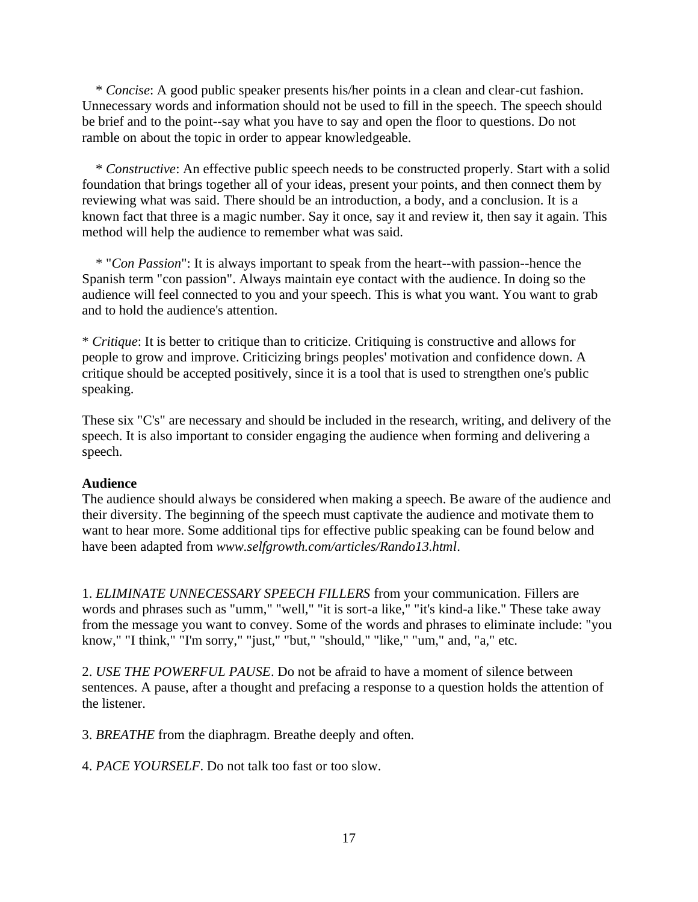* *Concise*: A good public speaker presents his/her points in a clean and clear-cut fashion. Unnecessary words and information should not be used to fill in the speech. The speech should be brief and to the point--say what you have to say and open the floor to questions. Do not ramble on about the topic in order to appear knowledgeable.

* *Constructive*: An effective public speech needs to be constructed properly. Start with a solid foundation that brings together all of your ideas, present your points, and then connect them by reviewing what was said. There should be an introduction, a body, and a conclusion. It is a known fact that three is a magic number. Say it once, say it and review it, then say it again. This method will help the audience to remember what was said.

* "*Con Passion*": It is always important to speak from the heart--with passion--hence the Spanish term "con passion". Always maintain eye contact with the audience. In doing so the audience will feel connected to you and your speech. This is what you want. You want to grab and to hold the audience's attention.

* *Critique*: It is better to critique than to criticize. Critiquing is constructive and allows for people to grow and improve. Criticizing brings peoples' motivation and confidence down. A critique should be accepted positively, since it is a tool that is used to strengthen one's public speaking.

These six "C's" are necessary and should be included in the research, writing, and delivery of the speech. It is also important to consider engaging the audience when forming and delivering a speech.

**Audience**

The audience should always be considered when making a speech. Be aware of the audience and their diversity. The beginning of the speech must captivate the audience and motivate them to want to hear more. Some additional tips for effective public speaking can be found below and have been adapted from *www.selfgrowth.com/articles/Rando13.html*.

1. *ELIMINATE UNNECESSARY SPEECH FILLERS* from your communication. Fillers are words and phrases such as "umm," "well," "it is sort-a like," "it's kind-a like." These take away from the message you want to convey. Some of the words and phrases to eliminate include: "you know," "I think," "I'm sorry," "just," "but," "should," "like," "um," and, "a," etc.

2. *USE THE POWERFUL PAUSE*. Do not be afraid to have a moment of silence between sentences. A pause, after a thought and prefacing a response to a question holds the attention of the listener.

3. *BREATHE* from the diaphragm. Breathe deeply and often.

4. *PACE YOURSELF*. Do not talk too fast or too slow.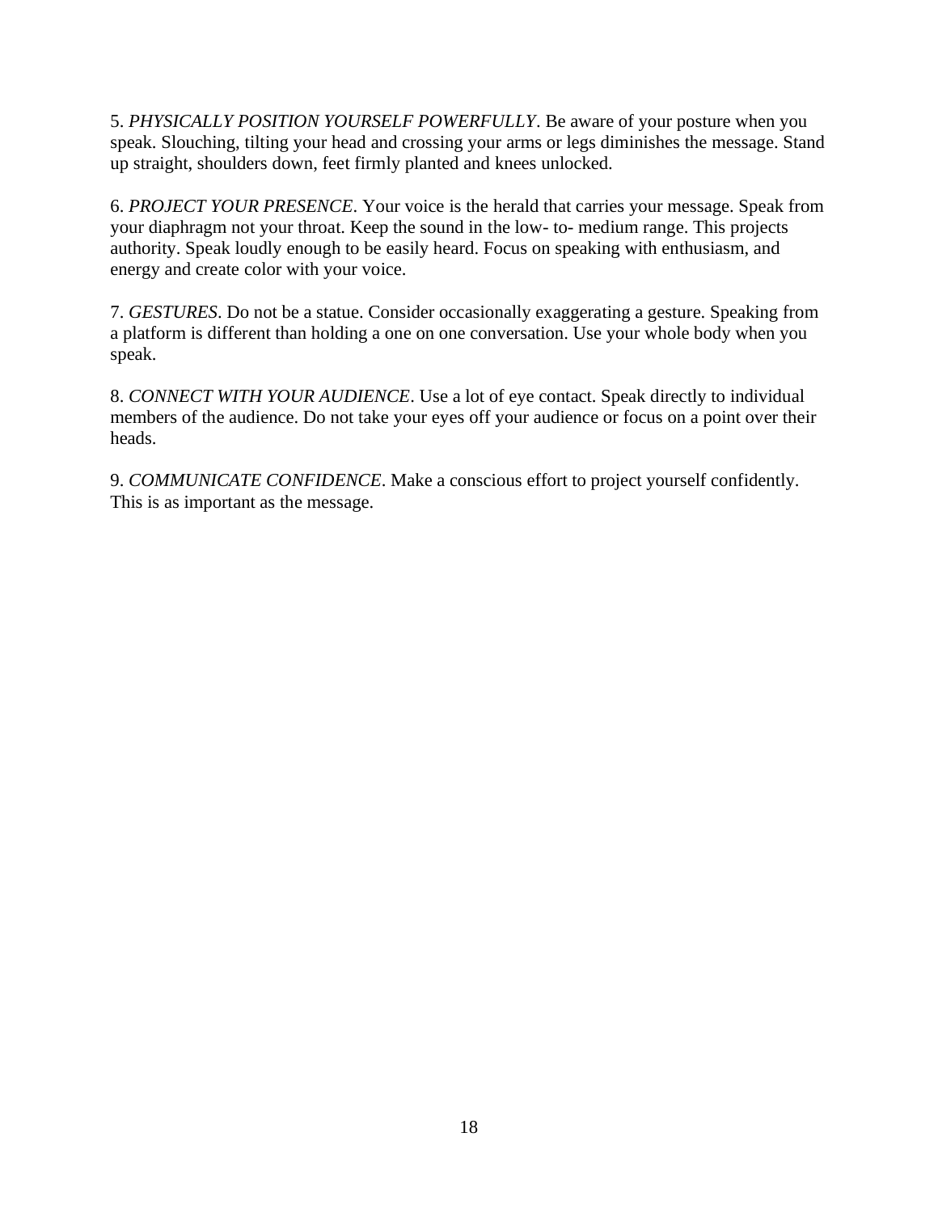5. *PHYSICALLY POSITION YOURSELF POWERFULLY*. Be aware of your posture when you speak. Slouching, tilting your head and crossing your arms or legs diminishes the message. Stand up straight, shoulders down, feet firmly planted and knees unlocked.

6. *PROJECT YOUR PRESENCE*. Your voice is the herald that carries your message. Speak from your diaphragm not your throat. Keep the sound in the low- to- medium range. This projects authority. Speak loudly enough to be easily heard. Focus on speaking with enthusiasm, and energy and create color with your voice.

7. *GESTURES*. Do not be a statue. Consider occasionally exaggerating a gesture. Speaking from a platform is different than holding a one on one conversation. Use your whole body when you speak.

8. *CONNECT WITH YOUR AUDIENCE*. Use a lot of eye contact. Speak directly to individual members of the audience. Do not take your eyes off your audience or focus on a point over their heads.

9. *COMMUNICATE CONFIDENCE*. Make a conscious effort to project yourself confidently. This is as important as the message.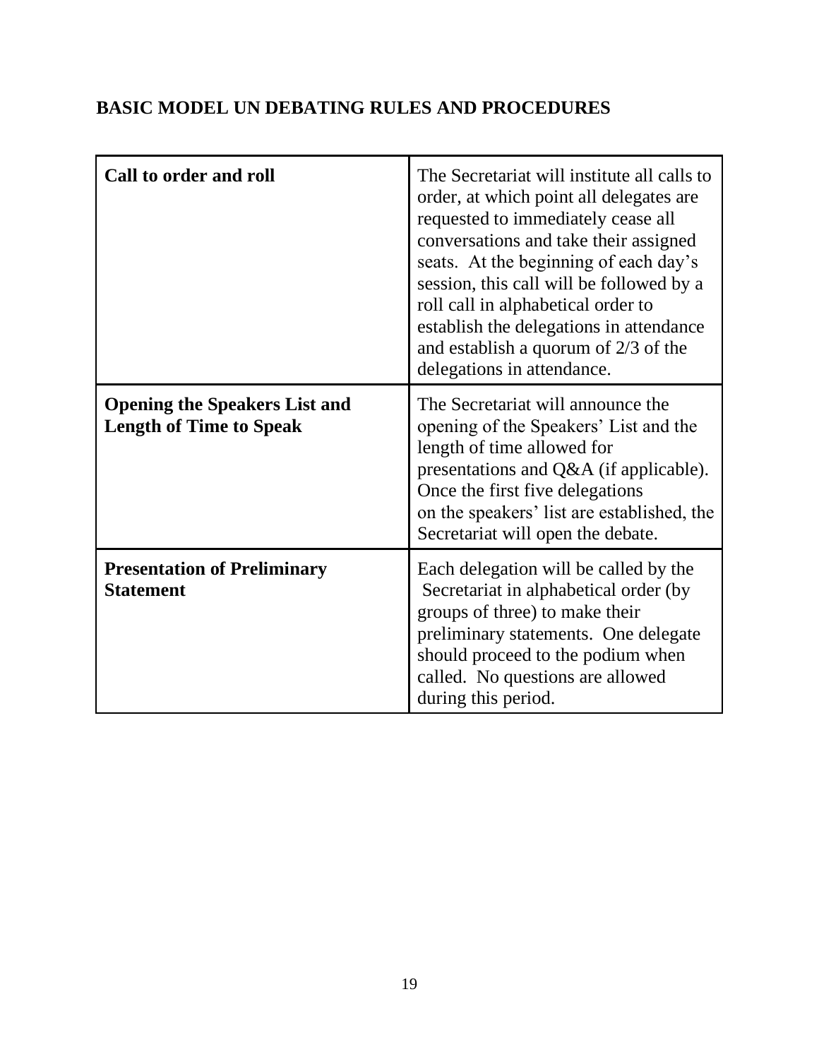## BASIC MODEL UN DEBATING RULES AND PROCEDURES

| | |
|---|---|
| **Call to order and roll** | The Secretariat will institute all calls to order, at which point all delegates are requested to immediately cease all conversations and take their assigned seats. At the beginning of each day's session, this call will be followed by a roll call in alphabetical order to establish the delegations in attendance and establish a quorum of 2/3 of the delegations in attendance. |
| **Opening the Speakers List and Length of Time to Speak** | The Secretariat will announce the opening of the Speakers' List and the length of time allowed for presentations and Q&A (if applicable). Once the first five delegations on the speakers' list are established, the Secretariat will open the debate. |
| **Presentation of Preliminary Statement** | Each delegation will be called by the Secretariat in alphabetical order (by groups of three) to make their preliminary statements. One delegate should proceed to the podium when called. No questions are allowed during this period. |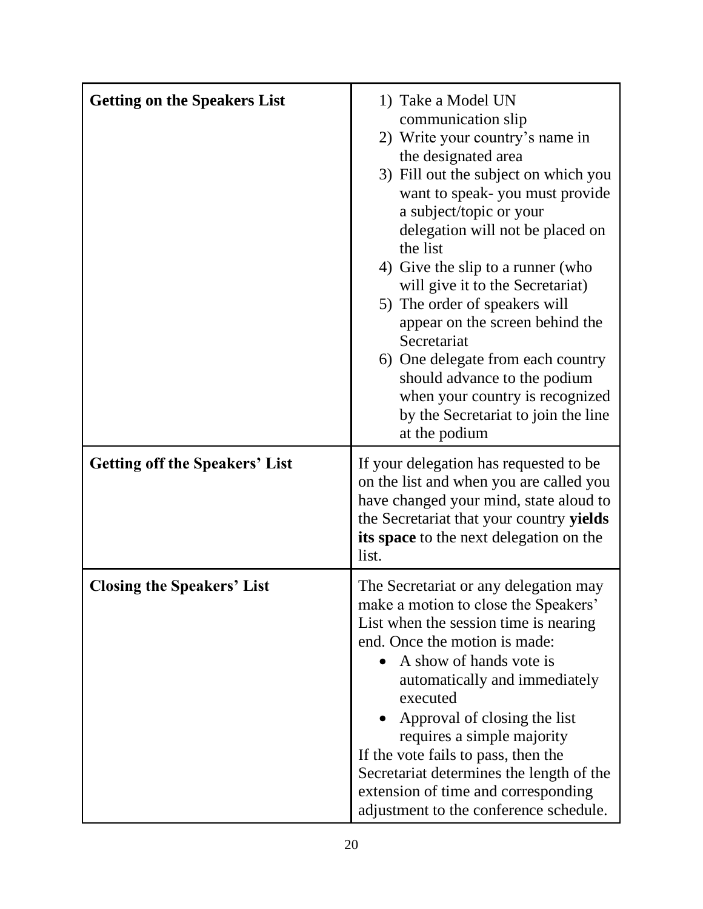| | |
|---|---|
| **Getting on the Speakers List** | 1) Take a Model UN communication slip<br>2) Write your country's name in the designated area<br>3) Fill out the subject on which you want to speak- you must provide a subject/topic or your delegation will not be placed on the list<br>4) Give the slip to a runner (who will give it to the Secretariat)<br>5) The order of speakers will appear on the screen behind the Secretariat<br>6) One delegate from each country should advance to the podium when your country is recognized by the Secretariat to join the line at the podium |
| **Getting off the Speakers' List** | If your delegation has requested to be on the list and when you are called you have changed your mind, state aloud to the Secretariat that your country **yields its space** to the next delegation on the list. |
| **Closing the Speakers' List** | The Secretariat or any delegation may make a motion to close the Speakers' List when the session time is nearing end. Once the motion is made:<br>• A show of hands vote is automatically and immediately executed<br>• Approval of closing the list requires a simple majority<br>If the vote fails to pass, then the Secretariat determines the length of the extension of time and corresponding adjustment to the conference schedule. |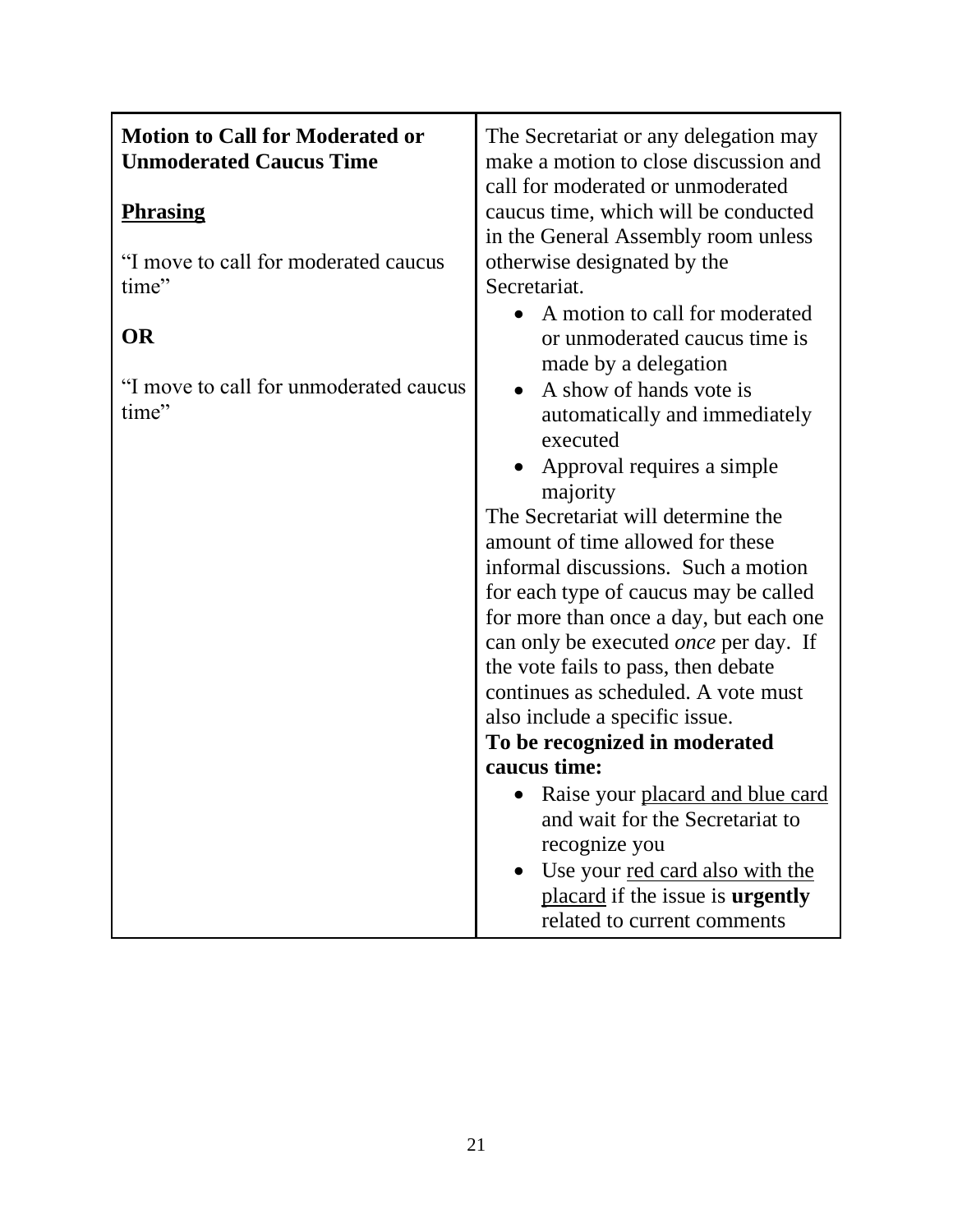| **Motion to Call for Moderated or Unmoderated Caucus Time**<br><br>**Phrasing**<br><br>"I move to call for moderated caucus time"<br><br>**OR**<br><br>"I move to call for unmoderated caucus time" | The Secretariat or any delegation may make a motion to close discussion and call for moderated or unmoderated caucus time, which will be conducted in the General Assembly room unless otherwise designated by the Secretariat.<br>• A motion to call for moderated or unmoderated caucus time is made by a delegation<br>• A show of hands vote is automatically and immediately executed<br>• Approval requires a simple majority<br>The Secretariat will determine the amount of time allowed for these informal discussions. Such a motion for each type of caucus may be called for more than once a day, but each one can only be executed *once* per day. If the vote fails to pass, then debate continues as scheduled. A vote must also include a specific issue.<br>**To be recognized in moderated caucus time:**<br>• Raise your placard and blue card and wait for the Secretariat to recognize you<br>• Use your red card also with the placard if the issue is **urgently** related to current comments |
|---|---|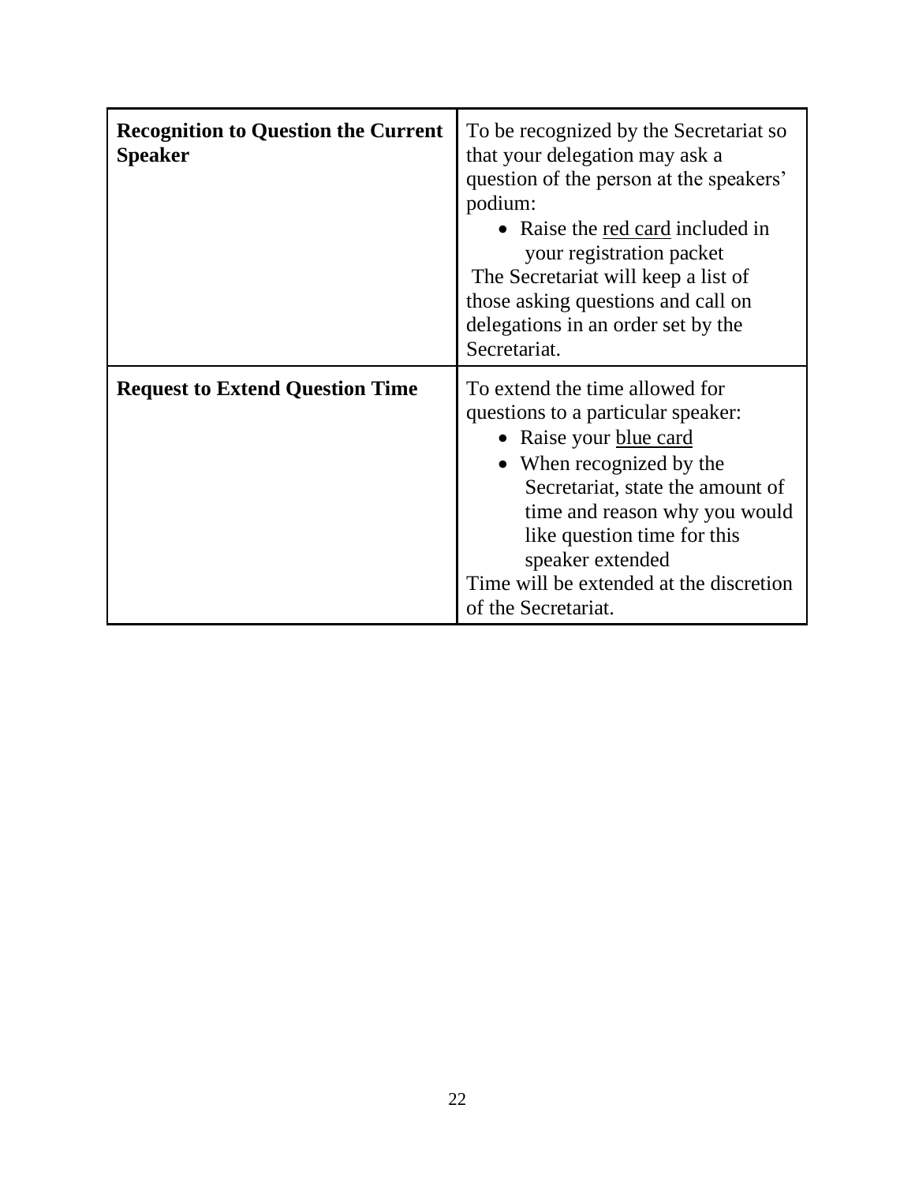| | |
|---|---|
| **Recognition to Question the Current Speaker** | To be recognized by the Secretariat so that your delegation may ask a question of the person at the speakers' podium:<br>• Raise the <u>red card</u> included in your registration packet<br>The Secretariat will keep a list of those asking questions and call on delegations in an order set by the Secretariat. |
| **Request to Extend Question Time** | To extend the time allowed for questions to a particular speaker:<br>• Raise your <u>blue card</u><br>• When recognized by the Secretariat, state the amount of time and reason why you would like question time for this speaker extended<br>Time will be extended at the discretion of the Secretariat. |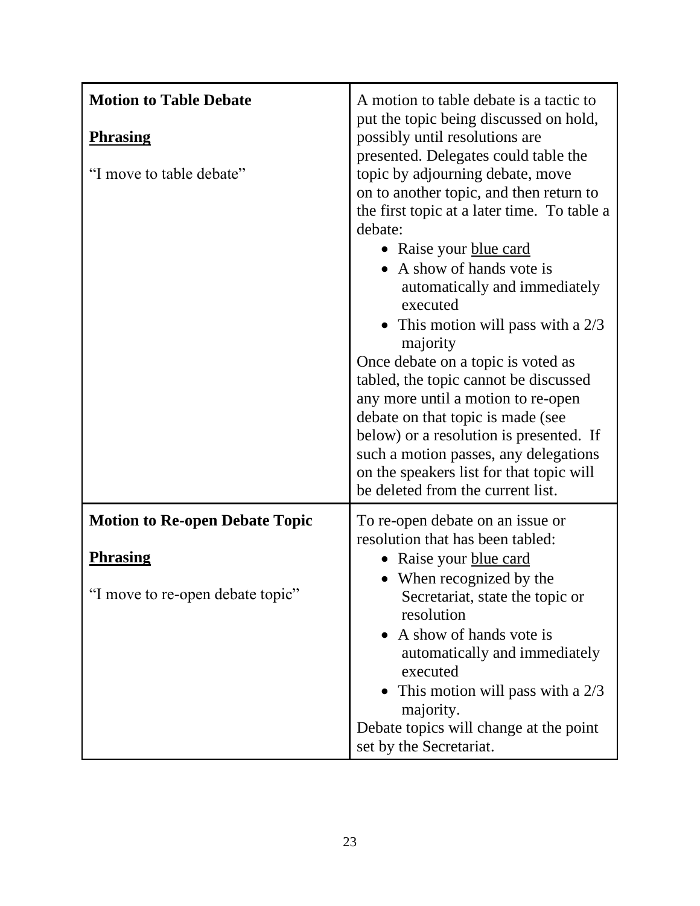| **Motion to Table Debate**<br><br>**<u>Phrasing</u>**<br><br>"I move to table debate" | A motion to table debate is a tactic to put the topic being discussed on hold, possibly until resolutions are presented. Delegates could table the topic by adjourning debate, move on to another topic, and then return to the first topic at a later time. To table a debate:<br>• Raise your <u>blue card</u><br>• A show of hands vote is automatically and immediately executed<br>• This motion will pass with a 2/3 majority<br>Once debate on a topic is voted as tabled, the topic cannot be discussed any more until a motion to re-open debate on that topic is made (see below) or a resolution is presented. If such a motion passes, any delegations on the speakers list for that topic will be deleted from the current list. |
|---|---|
| **Motion to Re-open Debate Topic**<br><br>**<u>Phrasing</u>**<br><br>"I move to re-open debate topic" | To re-open debate on an issue or resolution that has been tabled:<br>• Raise your <u>blue card</u><br>• When recognized by the Secretariat, state the topic or resolution<br>• A show of hands vote is automatically and immediately executed<br>• This motion will pass with a 2/3 majority.<br>Debate topics will change at the point set by the Secretariat. |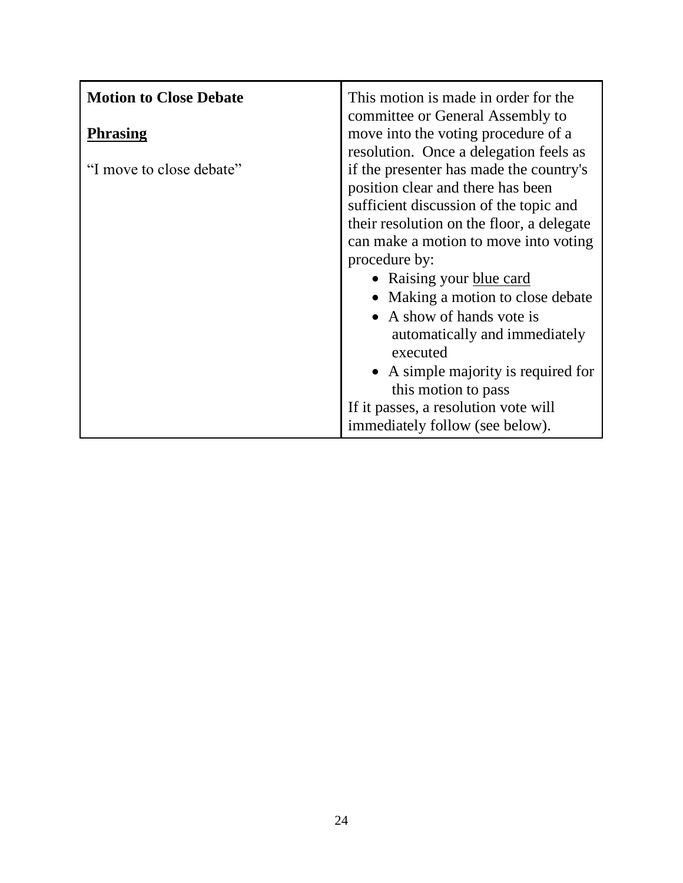| **Motion to Close Debate**<br><br><u>**Phrasing**</u><br><br>"I move to close debate" | This motion is made in order for the committee or General Assembly to move into the voting procedure of a resolution. Once a delegation feels as if the presenter has made the country's position clear and there has been sufficient discussion of the topic and their resolution on the floor, a delegate can make a motion to move into voting procedure by:<br>• Raising your <u>blue card</u><br>• Making a motion to close debate<br>• A show of hands vote is automatically and immediately executed<br>• A simple majority is required for this motion to pass<br>If it passes, a resolution vote will immediately follow (see below). |
|---|---|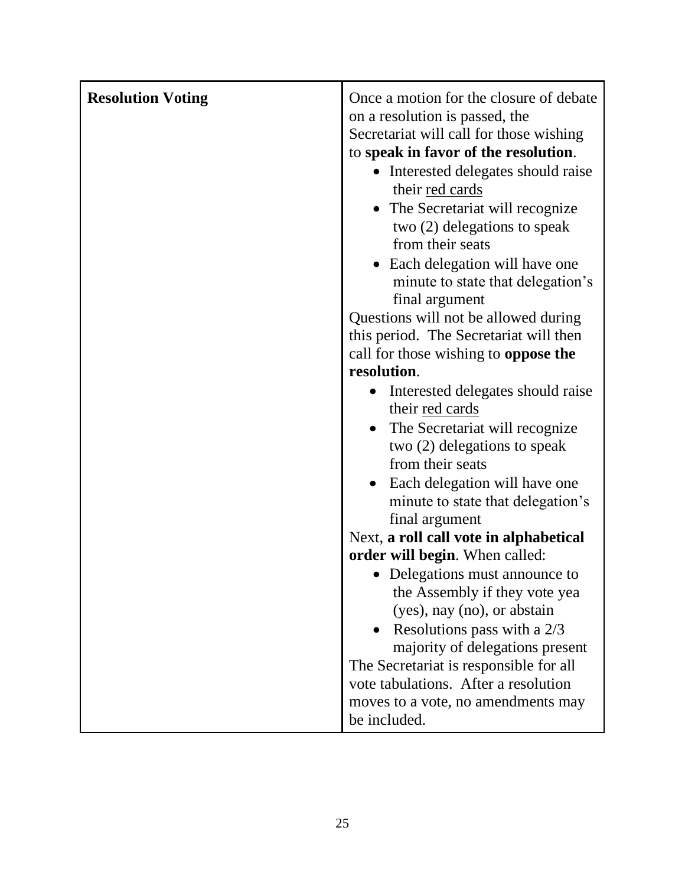| **Resolution Voting** | Once a motion for the closure of debate on a resolution is passed, the Secretariat will call for those wishing to **speak in favor of the resolution**.<br>• Interested delegates should raise their <u>red cards</u><br>• The Secretariat will recognize two (2) delegations to speak from their seats<br>• Each delegation will have one minute to state that delegation's final argument<br>Questions will not be allowed during this period. The Secretariat will then call for those wishing to **oppose the resolution**.<br>• Interested delegates should raise their <u>red cards</u><br>• The Secretariat will recognize two (2) delegations to speak from their seats<br>• Each delegation will have one minute to state that delegation's final argument<br>Next, **a roll call vote in alphabetical order will begin**. When called:<br>• Delegations must announce to the Assembly if they vote yea (yes), nay (no), or abstain<br>• Resolutions pass with a 2/3 majority of delegations present<br>The Secretariat is responsible for all vote tabulations. After a resolution moves to a vote, no amendments may be included. |
|---|---|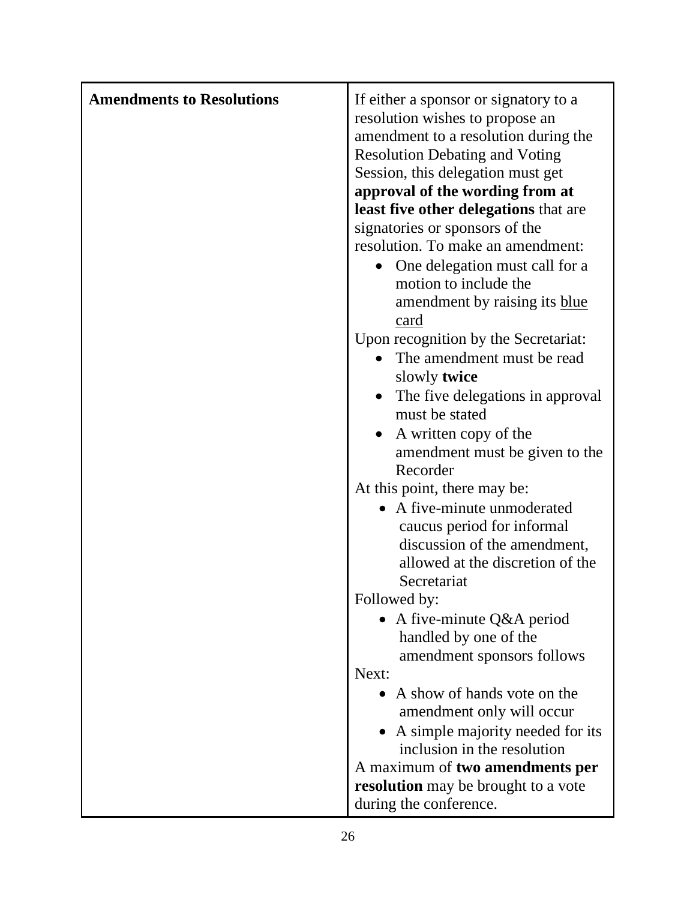| **Amendments to Resolutions** | If either a sponsor or signatory to a resolution wishes to propose an amendment to a resolution during the Resolution Debating and Voting Session, this delegation must get **approval of the wording from at least five other delegations** that are signatories or sponsors of the resolution. To make an amendment:<br>• One delegation must call for a motion to include the amendment by raising its <u>blue card</u><br>Upon recognition by the Secretariat:<br>• The amendment must be read slowly **twice**<br>• The five delegations in approval must be stated<br>• A written copy of the amendment must be given to the Recorder<br>At this point, there may be:<br>• A five-minute unmoderated caucus period for informal discussion of the amendment, allowed at the discretion of the Secretariat<br>Followed by:<br>• A five-minute Q&A period handled by one of the amendment sponsors follows<br>Next:<br>• A show of hands vote on the amendment only will occur<br>• A simple majority needed for its inclusion in the resolution<br>A maximum of **two amendments per resolution** may be brought to a vote during the conference. |
|---|---|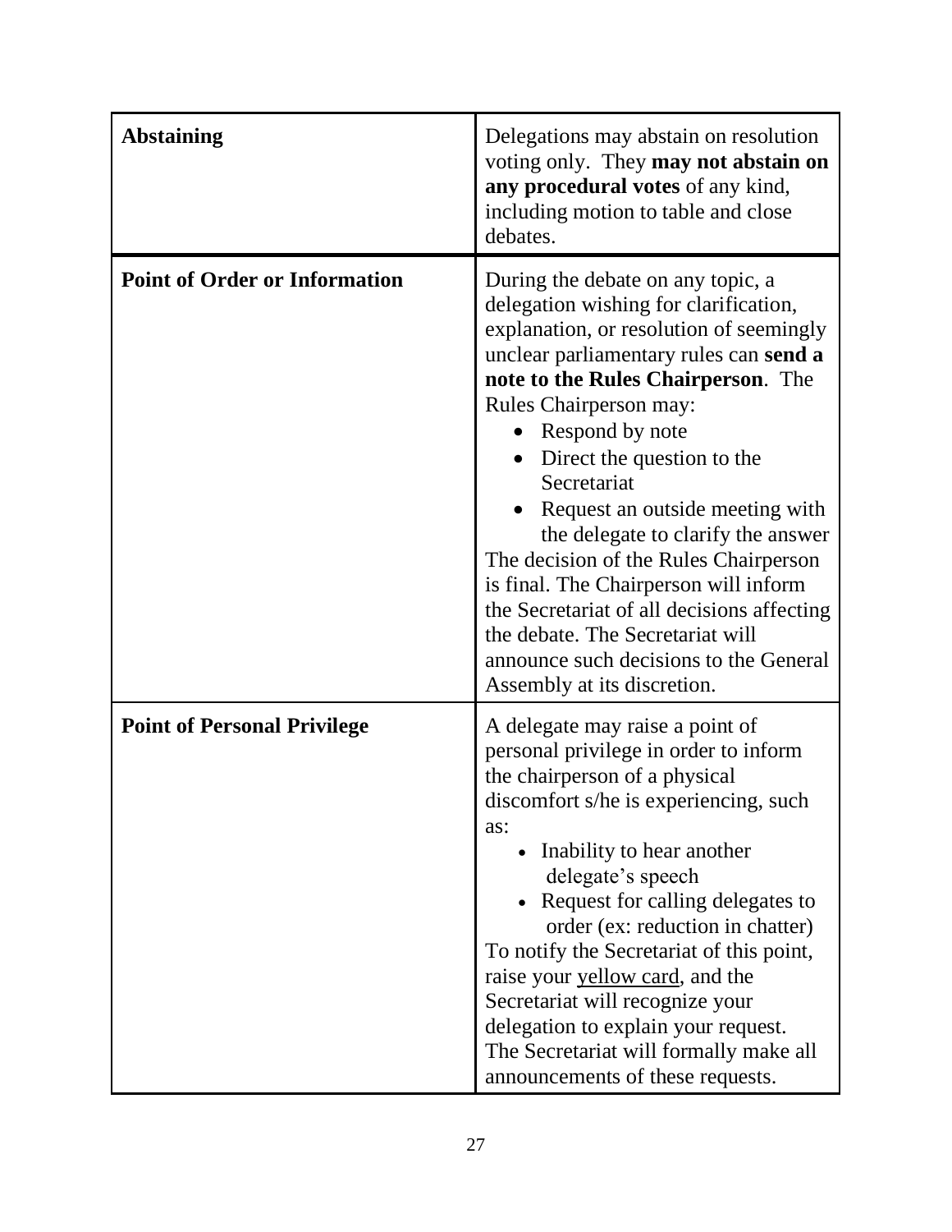| | |
|---|---|
| **Abstaining** | Delegations may abstain on resolution voting only. They **may not abstain on any procedural votes** of any kind, including motion to table and close debates. |
| **Point of Order or Information** | During the debate on any topic, a delegation wishing for clarification, explanation, or resolution of seemingly unclear parliamentary rules can **send a note to the Rules Chairperson**. The Rules Chairperson may:<br>• Respond by note<br>• Direct the question to the Secretariat<br>• Request an outside meeting with the delegate to clarify the answer<br>The decision of the Rules Chairperson is final. The Chairperson will inform the Secretariat of all decisions affecting the debate. The Secretariat will announce such decisions to the General Assembly at its discretion. |
| **Point of Personal Privilege** | A delegate may raise a point of personal privilege in order to inform the chairperson of a physical discomfort s/he is experiencing, such as:<br>• Inability to hear another delegate's speech<br>• Request for calling delegates to order (ex: reduction in chatter)<br>To notify the Secretariat of this point, raise your <u>yellow card</u>, and the Secretariat will recognize your delegation to explain your request. The Secretariat will formally make all announcements of these requests. |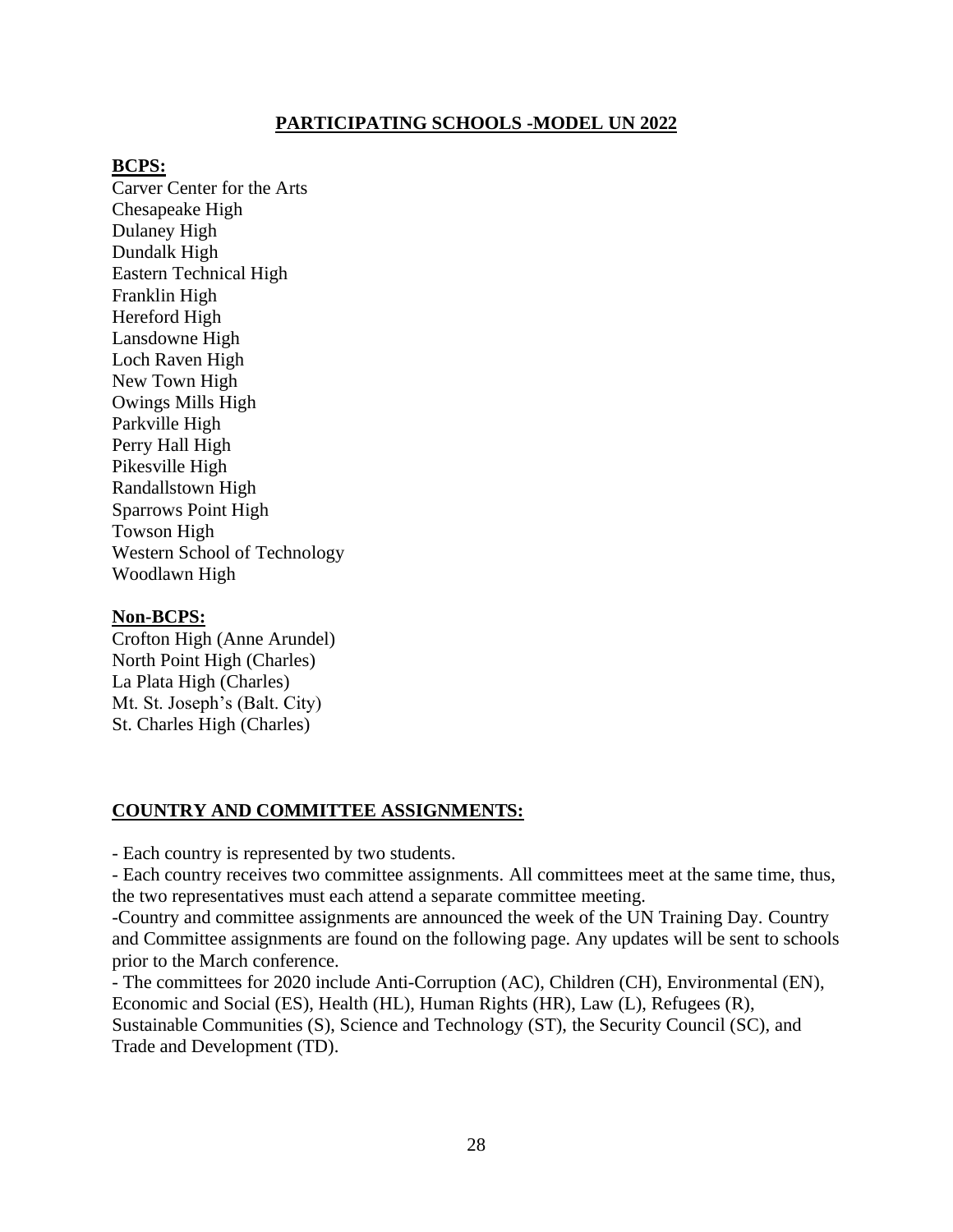## PARTICIPATING SCHOOLS -MODEL UN 2022

**BCPS:**

Carver Center for the Arts
Chesapeake High
Dulaney High
Dundalk High
Eastern Technical High
Franklin High
Hereford High
Lansdowne High
Loch Raven High
New Town High
Owings Mills High
Parkville High
Perry Hall High
Pikesville High
Randallstown High
Sparrows Point High
Towson High
Western School of Technology
Woodlawn High

**Non-BCPS:**

Crofton High (Anne Arundel)
North Point High (Charles)
La Plata High (Charles)
Mt. St. Joseph's (Balt. City)
St. Charles High (Charles)

## COUNTRY AND COMMITTEE ASSIGNMENTS:

- Each country is represented by two students.
- Each country receives two committee assignments. All committees meet at the same time, thus, the two representatives must each attend a separate committee meeting.
- Country and committee assignments are announced the week of the UN Training Day. Country and Committee assignments are found on the following page. Any updates will be sent to schools prior to the March conference.
- The committees for 2020 include Anti-Corruption (AC), Children (CH), Environmental (EN), Economic and Social (ES), Health (HL), Human Rights (HR), Law (L), Refugees (R), Sustainable Communities (S), Science and Technology (ST), the Security Council (SC), and Trade and Development (TD).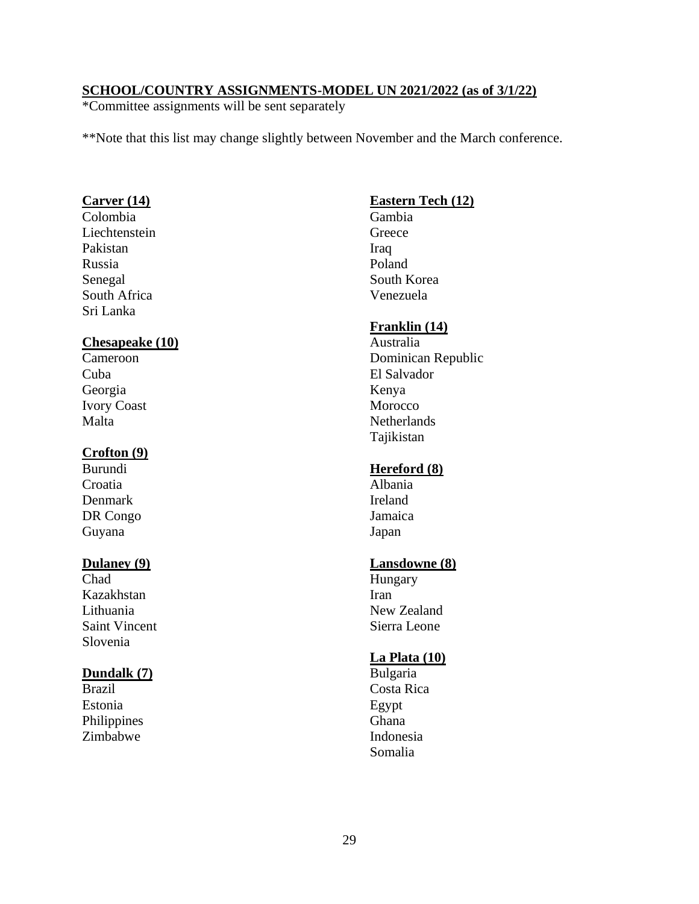**SCHOOL/COUNTRY ASSIGNMENTS-MODEL UN 2021/2022 (as of 3/1/22)**

*Committee assignments will be sent separately

**Note that this list may change slightly between November and the March conference.

**Carver (14)**

Colombia
Liechtenstein
Pakistan
Russia
Senegal
South Africa
Sri Lanka

**Chesapeake (10)**

Cameroon
Cuba
Georgia
Ivory Coast
Malta

**Crofton (9)**

Burundi
Croatia
Denmark
DR Congo
Guyana

**Dulaney (9)**

Chad
Kazakhstan
Lithuania
Saint Vincent
Slovenia

**Dundalk (7)**

Brazil
Estonia
Philippines
Zimbabwe

**Eastern Tech (12)**

Gambia
Greece
Iraq
Poland
South Korea
Venezuela

**Franklin (14)**

Australia
Dominican Republic
El Salvador
Kenya
Morocco
Netherlands
Tajikistan

**Hereford (8)**

Albania
Ireland
Jamaica
Japan

**Lansdowne (8)**

Hungary
Iran
New Zealand
Sierra Leone

**La Plata (10)**

Bulgaria
Costa Rica
Egypt
Ghana
Indonesia
Somalia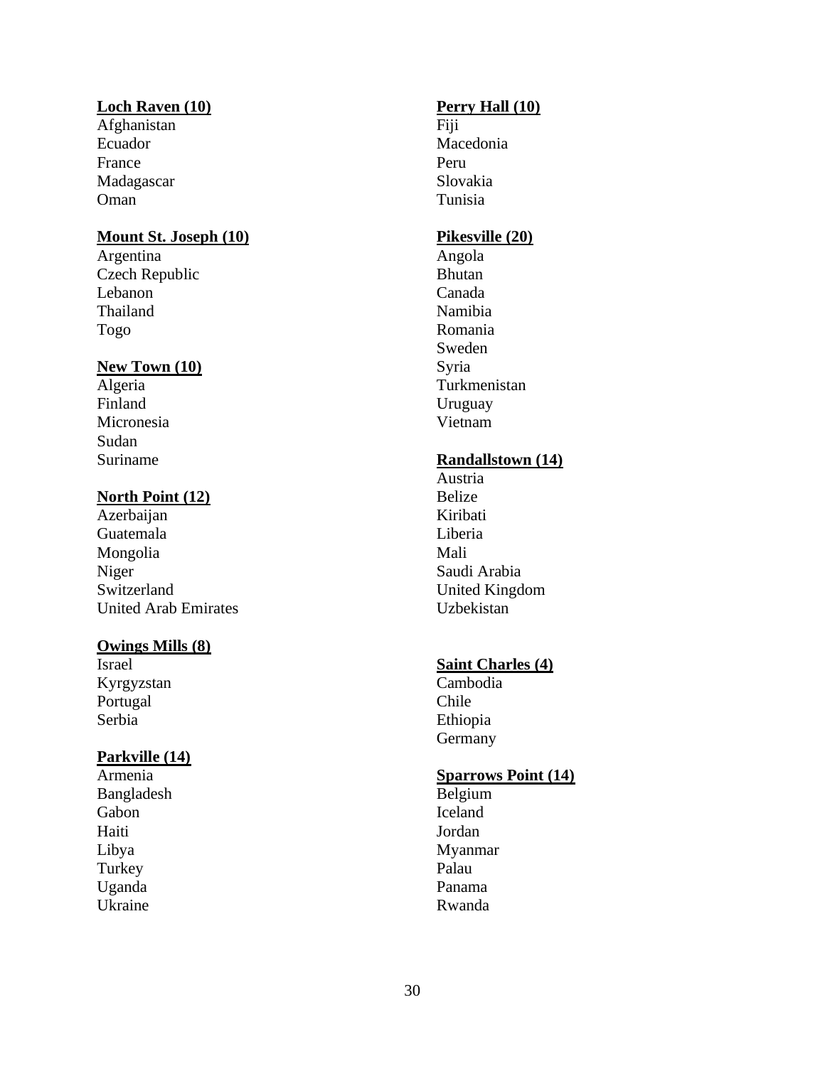**Loch Raven (10)**
Afghanistan
Ecuador
France
Madagascar
Oman

**Mount St. Joseph (10)**
Argentina
Czech Republic
Lebanon
Thailand
Togo

**New Town (10)**
Algeria
Finland
Micronesia
Sudan
Suriname

**North Point (12)**
Azerbaijan
Guatemala
Mongolia
Niger
Switzerland
United Arab Emirates

**Owings Mills (8)**
Israel
Kyrgyzstan
Portugal
Serbia

**Parkville (14)**
Armenia
Bangladesh
Gabon
Haiti
Libya
Turkey
Uganda
Ukraine

**Perry Hall (10)**
Fiji
Macedonia
Peru
Slovakia
Tunisia

**Pikesville (20)**
Angola
Bhutan
Canada
Namibia
Romania
Sweden
Syria
Turkmenistan
Uruguay
Vietnam

**Randallstown (14)**
Austria
Belize
Kiribati
Liberia
Mali
Saudi Arabia
United Kingdom
Uzbekistan

**Saint Charles (4)**
Cambodia
Chile
Ethiopia
Germany

**Sparrows Point (14)**
Belgium
Iceland
Jordan
Myanmar
Palau
Panama
Rwanda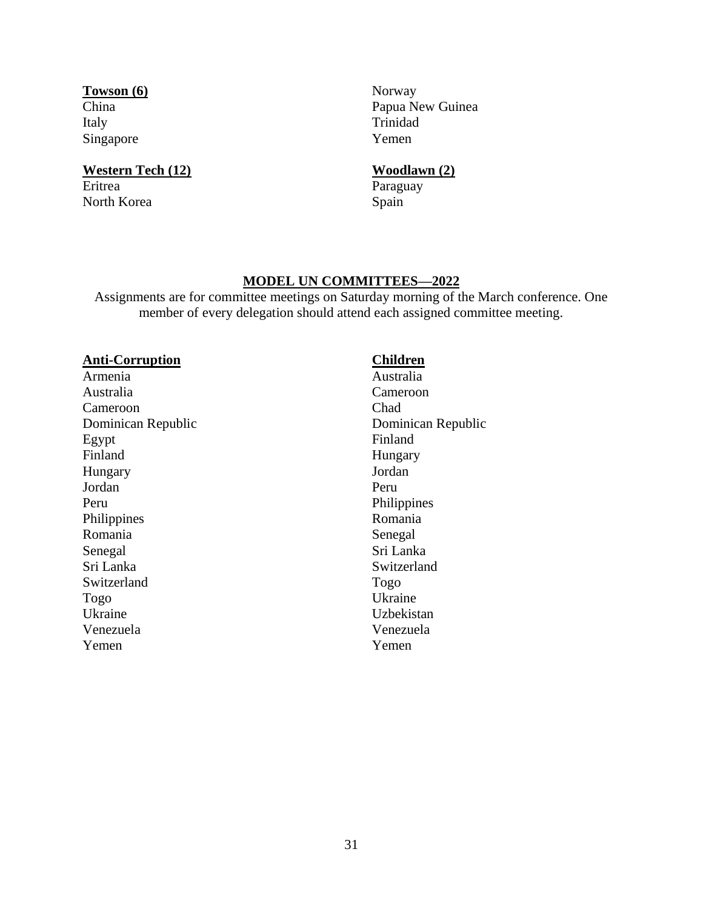**Towson (6)**
China
Italy
Singapore
Norway
Papua New Guinea
Trinidad
Yemen

**Western Tech (12)**
Eritrea
North Korea

**Woodlawn (2)**
Paraguay
Spain

## MODEL UN COMMITTEES—2022

Assignments are for committee meetings on Saturday morning of the March conference. One member of every delegation should attend each assigned committee meeting.

**Anti-Corruption**
Armenia
Australia
Cameroon
Dominican Republic
Egypt
Finland
Hungary
Jordan
Peru
Philippines
Romania
Senegal
Sri Lanka
Switzerland
Togo
Ukraine
Venezuela
Yemen

**Children**
Australia
Cameroon
Chad
Dominican Republic
Finland
Hungary
Jordan
Peru
Philippines
Romania
Senegal
Sri Lanka
Switzerland
Togo
Ukraine
Uzbekistan
Venezuela
Yemen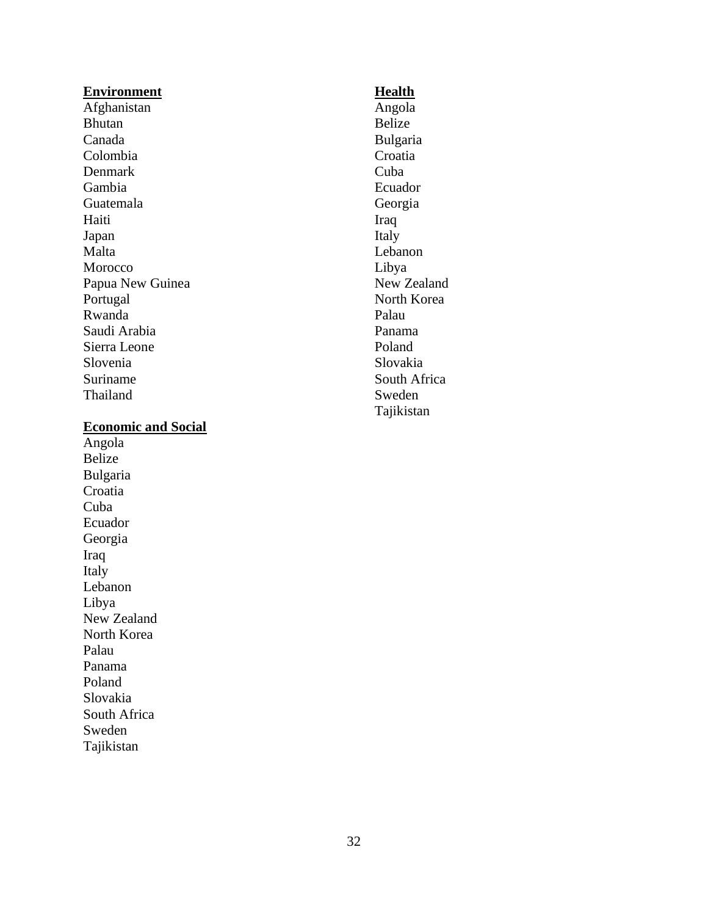**Environment**

Afghanistan
Bhutan
Canada
Colombia
Denmark
Gambia
Guatemala
Haiti
Japan
Malta
Morocco
Papua New Guinea
Portugal
Rwanda
Saudi Arabia
Sierra Leone
Slovenia
Suriname
Thailand

**Economic and Social**

Angola
Belize
Bulgaria
Croatia
Cuba
Ecuador
Georgia
Iraq
Italy
Lebanon
Libya
New Zealand
North Korea
Palau
Panama
Poland
Slovakia
South Africa
Sweden
Tajikistan

**Health**

Angola
Belize
Bulgaria
Croatia
Cuba
Ecuador
Georgia
Iraq
Italy
Lebanon
Libya
New Zealand
North Korea
Palau
Panama
Poland
Slovakia
South Africa
Sweden
Tajikistan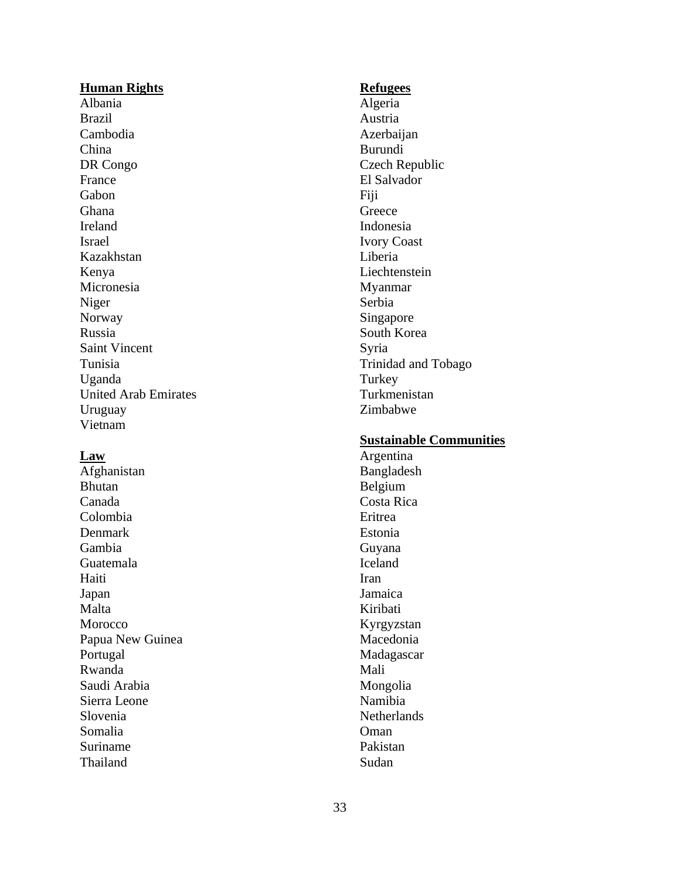**Human Rights**

Albania
Brazil
Cambodia
China
DR Congo
France
Gabon
Ghana
Ireland
Israel
Kazakhstan
Kenya
Micronesia
Niger
Norway
Russia
Saint Vincent
Tunisia
Uganda
United Arab Emirates
Uruguay
Vietnam

**Law**

Afghanistan
Bhutan
Canada
Colombia
Denmark
Gambia
Guatemala
Haiti
Japan
Malta
Morocco
Papua New Guinea
Portugal
Rwanda
Saudi Arabia
Sierra Leone
Slovenia
Somalia
Suriname
Thailand

**Refugees**

Algeria
Austria
Azerbaijan
Burundi
Czech Republic
El Salvador
Fiji
Greece
Indonesia
Ivory Coast
Liberia
Liechtenstein
Myanmar
Serbia
Singapore
South Korea
Syria
Trinidad and Tobago
Turkey
Turkmenistan
Zimbabwe

**Sustainable Communities**

Argentina
Bangladesh
Belgium
Costa Rica
Eritrea
Estonia
Guyana
Iceland
Iran
Jamaica
Kiribati
Kyrgyzstan
Macedonia
Madagascar
Mali
Mongolia
Namibia
Netherlands
Oman
Pakistan
Sudan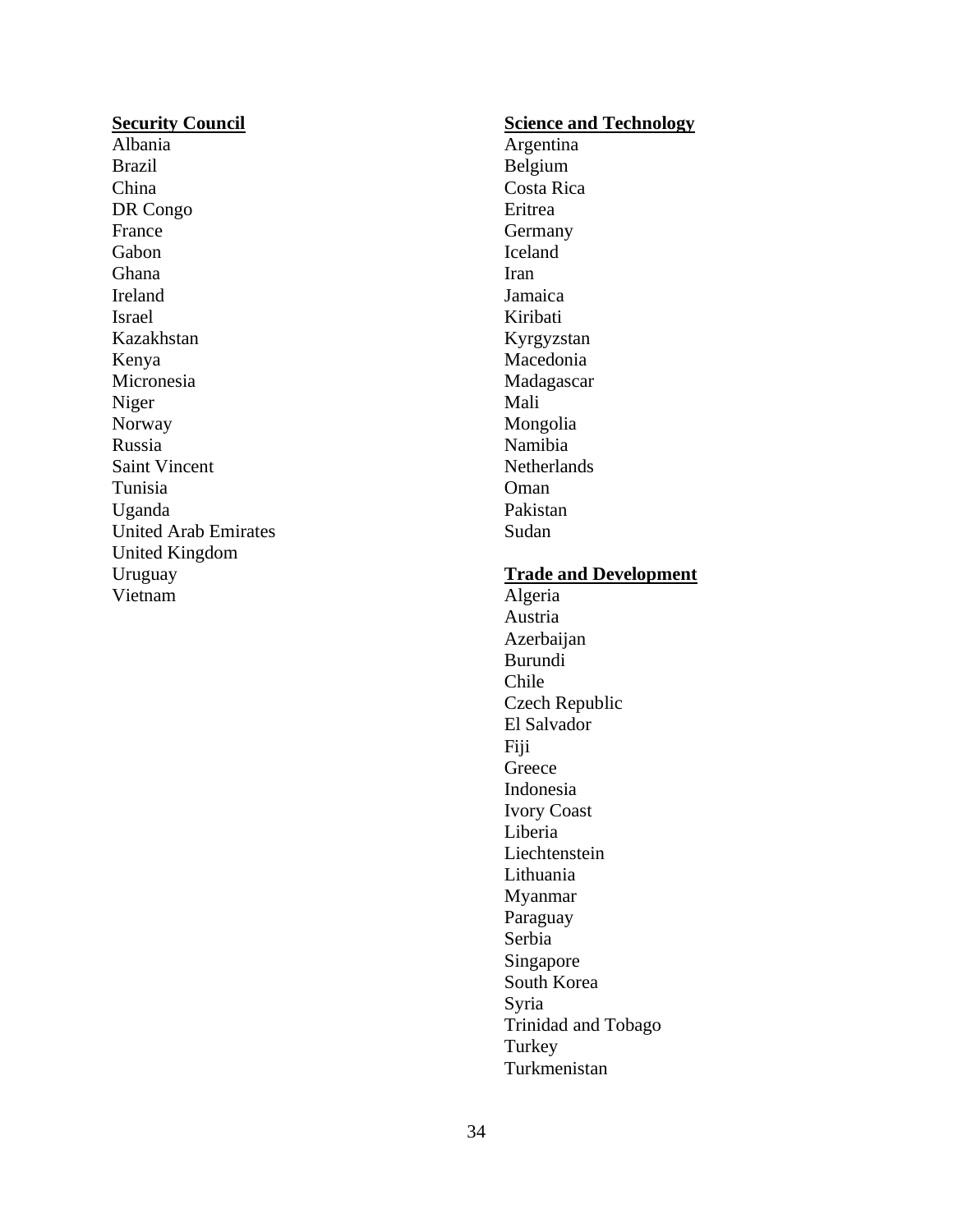**Security Council**

Albania
Brazil
China
DR Congo
France
Gabon
Ghana
Ireland
Israel
Kazakhstan
Kenya
Micronesia
Niger
Norway
Russia
Saint Vincent
Tunisia
Uganda
United Arab Emirates
United Kingdom
Uruguay
Vietnam

**Science and Technology**

Argentina
Belgium
Costa Rica
Eritrea
Germany
Iceland
Iran
Jamaica
Kiribati
Kyrgyzstan
Macedonia
Madagascar
Mali
Mongolia
Namibia
Netherlands
Oman
Pakistan
Sudan

**Trade and Development**

Algeria
Austria
Azerbaijan
Burundi
Chile
Czech Republic
El Salvador
Fiji
Greece
Indonesia
Ivory Coast
Liberia
Liechtenstein
Lithuania
Myanmar
Paraguay
Serbia
Singapore
South Korea
Syria
Trinidad and Tobago
Turkey
Turkmenistan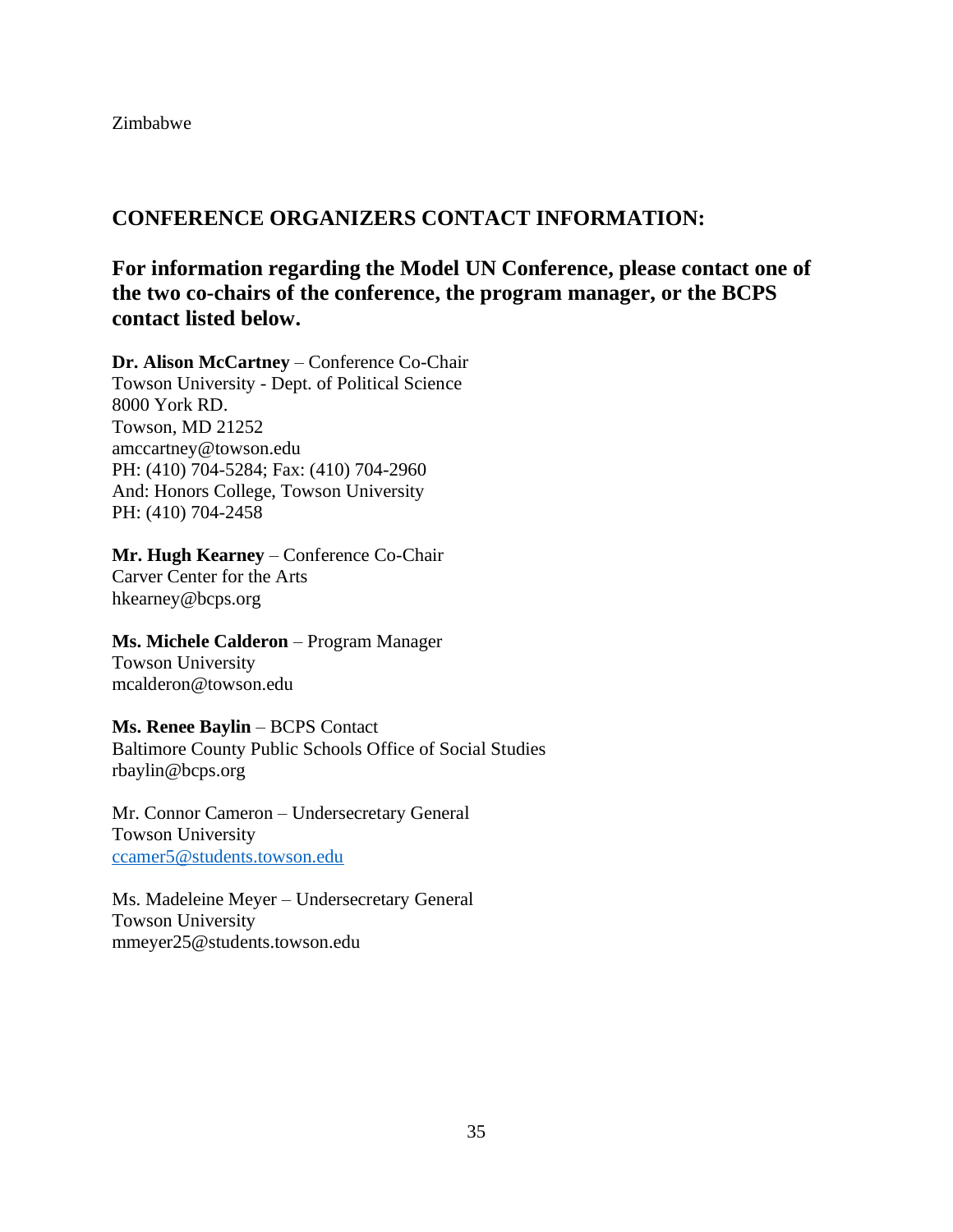Zimbabwe

## CONFERENCE ORGANIZERS CONTACT INFORMATION:

### For information regarding the Model UN Conference, please contact one of the two co-chairs of the conference, the program manager, or the BCPS contact listed below.

**Dr. Alison McCartney** – Conference Co-Chair
Towson University - Dept. of Political Science
8000 York RD.
Towson, MD 21252
amccartney@towson.edu
PH: (410) 704-5284; Fax: (410) 704-2960
And: Honors College, Towson University
PH: (410) 704-2458

**Mr. Hugh Kearney** – Conference Co-Chair
Carver Center for the Arts
hkearney@bcps.org

**Ms. Michele Calderon** – Program Manager
Towson University
mcalderon@towson.edu

**Ms. Renee Baylin** – BCPS Contact
Baltimore County Public Schools Office of Social Studies
rbaylin@bcps.org

Mr. Connor Cameron – Undersecretary General
Towson University
ccamer5@students.towson.edu

Ms. Madeleine Meyer – Undersecretary General
Towson University
mmeyer25@students.towson.edu